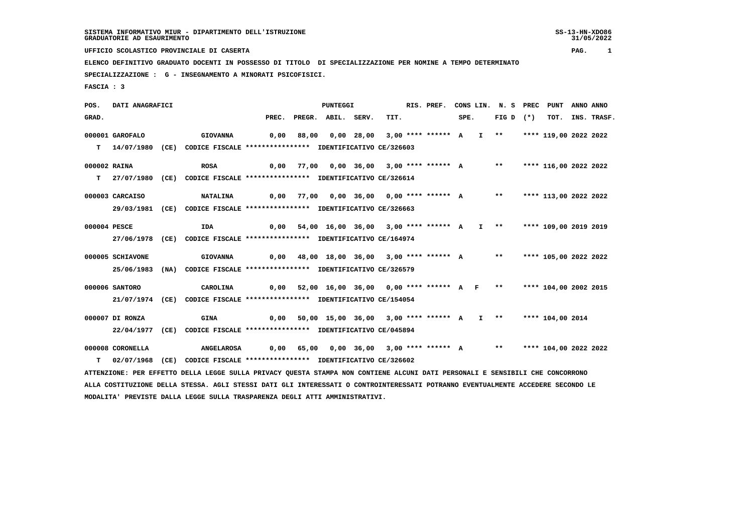SISTEMA INFORMATIVO MIUR - DIPARTIMENTO DELL'ISTRUZIONE
GRADUATORIE AD ESAURIMENTO

UFFICIO SCOLASTICO PROVINCIALE DI CASERTA

ELENCO DEFINITIVO GRADUATO DOCENTI IN POSSESSO DI TITOLO DI SPECIALIZZAZIONE PER NOMINE A TEMPO DETERMINATO

SPECIALIZZAZIONE : G - INSEGNAMENTO A MINORATI PSICOFISICI.

FASCIA : 3

| POS. GRAD. | DATI ANAGRAFICI | | PREC. | PREGR. | ABIL. | SERV. | TIT. | RIS. PREF. | CONS LIN. SPE. | N. S FIG D | PREC (*) | PUNT TOT. | ANNO INS. | ANNO TRASF. |
|---|---|---|---|---|---|---|---|---|---|---|---|---|---|---|
| 000001 | GAROFALO | GIOVANNA | 0,00 | 88,00 | 0,00 | 28,00 | 3,00 | **** ****** | A I | ** | **** | 119,00 | 2022 | 2022 |
| T | 14/07/1980 (CE) | CODICE FISCALE **************** IDENTIFICATIVO CE/326603 | | | | | | | | | | | | |
| 000002 | RAINA | ROSA | 0,00 | 77,00 | 0,00 | 36,00 | 3,00 | **** ****** | A | ** | **** | 116,00 | 2022 | 2022 |
| T | 27/07/1980 (CE) | CODICE FISCALE **************** IDENTIFICATIVO CE/326614 | | | | | | | | | | | | |
| 000003 | CARCAISO | NATALINA | 0,00 | 77,00 | 0,00 | 36,00 | 0,00 | **** ****** | A | ** | **** | 113,00 | 2022 | 2022 |
| | 29/03/1981 (CE) | CODICE FISCALE **************** IDENTIFICATIVO CE/326663 | | | | | | | | | | | | |
| 000004 | PESCE | IDA | 0,00 | 54,00 | 16,00 | 36,00 | 3,00 | **** ****** | A I | ** | **** | 109,00 | 2019 | 2019 |
| | 27/06/1978 (CE) | CODICE FISCALE **************** IDENTIFICATIVO CE/164974 | | | | | | | | | | | | |
| 000005 | SCHIAVONE | GIOVANNA | 0,00 | 48,00 | 18,00 | 36,00 | 3,00 | **** ****** | A | ** | **** | 105,00 | 2022 | 2022 |
| | 25/06/1983 (NA) | CODICE FISCALE **************** IDENTIFICATIVO CE/326579 | | | | | | | | | | | | |
| 000006 | SANTORO | CAROLINA | 0,00 | 52,00 | 16,00 | 36,00 | 0,00 | **** ****** | A F | ** | **** | 104,00 | 2002 | 2015 |
| | 21/07/1974 (CE) | CODICE FISCALE **************** IDENTIFICATIVO CE/154054 | | | | | | | | | | | | |
| 000007 | DI RONZA | GINA | 0,00 | 50,00 | 15,00 | 36,00 | 3,00 | **** ****** | A I | ** | **** | 104,00 | 2014 | |
| | 22/04/1977 (CE) | CODICE FISCALE **************** IDENTIFICATIVO CE/045894 | | | | | | | | | | | | |
| 000008 | CORONELLA | ANGELAROSA | 0,00 | 65,00 | 0,00 | 36,00 | 3,00 | **** ****** | A | ** | **** | 104,00 | 2022 | 2022 |
| T | 02/07/1968 (CE) | CODICE FISCALE **************** IDENTIFICATIVO CE/326602 | | | | | | | | | | | | |

ATTENZIONE: PER EFFETTO DELLA LEGGE SULLA PRIVACY QUESTA STAMPA NON CONTIENE ALCUNI DATI PERSONALI E SENSIBILI CHE CONCORRONO ALLA COSTITUZIONE DELLA STESSA. AGLI STESSI DATI GLI INTERESSATI O CONTROINTERESSATI POTRANNO EVENTUALMENTE ACCEDERE SECONDO LE MODALITA' PREVISTE DALLA LEGGE SULLA TRASPARENZA DEGLI ATTI AMMINISTRATIVI.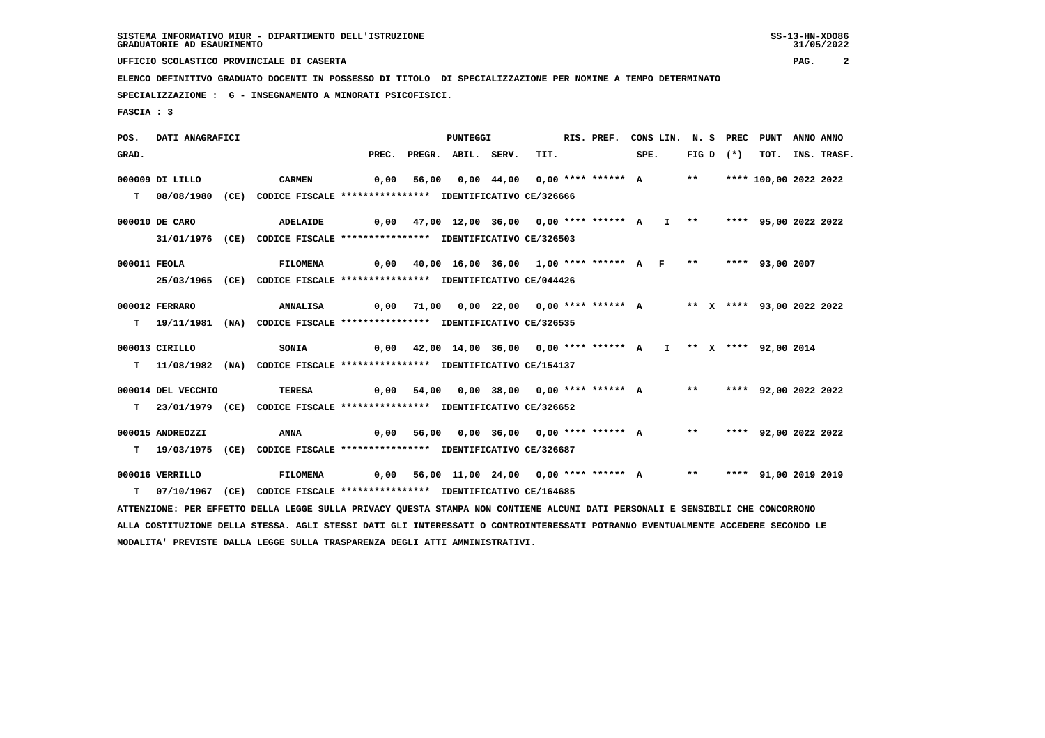SISTEMA INFORMATIVO MIUR - DIPARTIMENTO DELL'ISTRUZIONE
GRADUATORIE AD ESAURIMENTO

UFFICIO SCOLASTICO PROVINCIALE DI CASERTA

ELENCO DEFINITIVO GRADUATO DOCENTI IN POSSESSO DI TITOLO DI SPECIALIZZAZIONE PER NOMINE A TEMPO DETERMINATO

SPECIALIZZAZIONE : G - INSEGNAMENTO A MINORATI PSICOFISICI.

FASCIA : 3

| POS. GRAD. | DATI ANAGRAFICI | | PREC. | PREGR. | ABIL. | SERV. | TIT. | RIS. PREF. | CONS LIN. SPE. | N. S FIG D | PREC (*) | PUNT TOT. | ANNO INS. | ANNO TRASF. |
|---|---|---|---|---|---|---|---|---|---|---|---|---|---|---|
| 000009 | DI LILLO | CARMEN | 0,00 | 56,00 | 0,00 | 44,00 | 0,00 | **** ****** | A | ** | **** | 100,00 | 2022 | 2022 |
| T | 08/08/1980 (CE) CODICE FISCALE **************** IDENTIFICATIVO CE/326666 | | | | | | | | | | | | | |
| 000010 | DE CARO | ADELAIDE | 0,00 | 47,00 | 12,00 | 36,00 | 0,00 | **** ****** | A I | ** | **** | 95,00 | 2022 | 2022 |
| | 31/01/1976 (CE) CODICE FISCALE **************** IDENTIFICATIVO CE/326503 | | | | | | | | | | | | | |
| 000011 | FEOLA | FILOMENA | 0,00 | 40,00 | 16,00 | 36,00 | 1,00 | **** ****** | A F | ** | **** | 93,00 | 2007 | |
| | 25/03/1965 (CE) CODICE FISCALE **************** IDENTIFICATIVO CE/044426 | | | | | | | | | | | | | |
| 000012 | FERRARO | ANNALISA | 0,00 | 71,00 | 0,00 | 22,00 | 0,00 | **** ****** | A | ** X | **** | 93,00 | 2022 | 2022 |
| T | 19/11/1981 (NA) CODICE FISCALE **************** IDENTIFICATIVO CE/326535 | | | | | | | | | | | | | |
| 000013 | CIRILLO | SONIA | 0,00 | 42,00 | 14,00 | 36,00 | 0,00 | **** ****** | A I | ** X | **** | 92,00 | 2014 | |
| T | 11/08/1982 (NA) CODICE FISCALE **************** IDENTIFICATIVO CE/154137 | | | | | | | | | | | | | |
| 000014 | DEL VECCHIO | TERESA | 0,00 | 54,00 | 0,00 | 38,00 | 0,00 | **** ****** | A | ** | **** | 92,00 | 2022 | 2022 |
| T | 23/01/1979 (CE) CODICE FISCALE **************** IDENTIFICATIVO CE/326652 | | | | | | | | | | | | | |
| 000015 | ANDREOZZI | ANNA | 0,00 | 56,00 | 0,00 | 36,00 | 0,00 | **** ****** | A | ** | **** | 92,00 | 2022 | 2022 |
| T | 19/03/1975 (CE) CODICE FISCALE **************** IDENTIFICATIVO CE/326687 | | | | | | | | | | | | | |
| 000016 | VERRILLO | FILOMENA | 0,00 | 56,00 | 11,00 | 24,00 | 0,00 | **** ****** | A | ** | **** | 91,00 | 2019 | 2019 |
| T | 07/10/1967 (CE) CODICE FISCALE **************** IDENTIFICATIVO CE/164685 | | | | | | | | | | | | | |

ATTENZIONE: PER EFFETTO DELLA LEGGE SULLA PRIVACY QUESTA STAMPA NON CONTIENE ALCUNI DATI PERSONALI E SENSIBILI CHE CONCORRONO ALLA COSTITUZIONE DELLA STESSA. AGLI STESSI DATI GLI INTERESSATI O CONTROINTERESSATI POTRANNO EVENTUALMENTE ACCEDERE SECONDO LE MODALITA' PREVISTE DALLA LEGGE SULLA TRASPARENZA DEGLI ATTI AMMINISTRATIVI.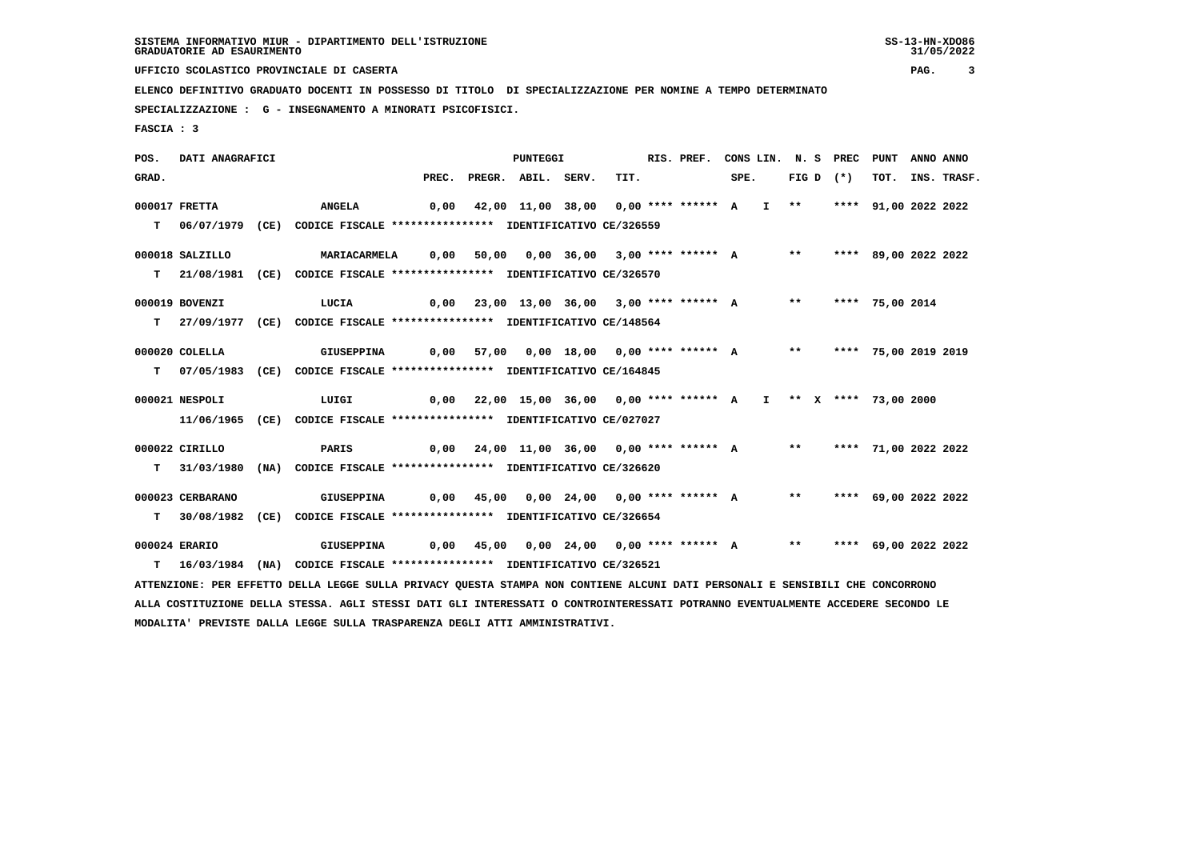SISTEMA INFORMATIVO MIUR - DIPARTIMENTO DELL'ISTRUZIONE
GRADUATORIE AD ESAURIMENTO

UFFICIO SCOLASTICO PROVINCIALE DI CASERTA

ELENCO DEFINITIVO GRADUATO DOCENTI IN POSSESSO DI TITOLO DI SPECIALIZZAZIONE PER NOMINE A TEMPO DETERMINATO

SPECIALIZZAZIONE : G - INSEGNAMENTO A MINORATI PSICOFISICI.

FASCIA : 3

| POS. GRAD. | DATI ANAGRAFICI | | PREC. | PREGR. | ABIL. | SERV. | TIT. | RIS. PREF. | CONS LIN. SPE. | N. S FIG D | PREC (*) | PUNT TOT. | ANNO INS. | ANNO TRASF. |
|---|---|---|---|---|---|---|---|---|---|---|---|---|---|---|
| 000017 | FRETTA | ANGELA | 0,00 | 42,00 | 11,00 | 38,00 | 0,00 | **** ****** | A I | ** | **** | 91,00 | 2022 | 2022 |
| T | 06/07/1979 (CE) | CODICE FISCALE **************** IDENTIFICATIVO CE/326559 | | | | | | | | | | | | |
| 000018 | SALZILLO | MARIACARMELA | 0,00 | 50,00 | 0,00 | 36,00 | 3,00 | **** ****** | A | ** | **** | 89,00 | 2022 | 2022 |
| T | 21/08/1981 (CE) | CODICE FISCALE **************** IDENTIFICATIVO CE/326570 | | | | | | | | | | | | |
| 000019 | BOVENZI | LUCIA | 0,00 | 23,00 | 13,00 | 36,00 | 3,00 | **** ****** | A | ** | **** | 75,00 | 2014 | |
| T | 27/09/1977 (CE) | CODICE FISCALE **************** IDENTIFICATIVO CE/148564 | | | | | | | | | | | | |
| 000020 | COLELLA | GIUSEPPINA | 0,00 | 57,00 | 0,00 | 18,00 | 0,00 | **** ****** | A | ** | **** | 75,00 | 2019 | 2019 |
| T | 07/05/1983 (CE) | CODICE FISCALE **************** IDENTIFICATIVO CE/164845 | | | | | | | | | | | | |
| 000021 | NESPOLI | LUIGI | 0,00 | 22,00 | 15,00 | 36,00 | 0,00 | **** ****** | A I | ** X | **** | 73,00 | 2000 | |
| | 11/06/1965 (CE) | CODICE FISCALE **************** IDENTIFICATIVO CE/027027 | | | | | | | | | | | | |
| 000022 | CIRILLO | PARIS | 0,00 | 24,00 | 11,00 | 36,00 | 0,00 | **** ****** | A | ** | **** | 71,00 | 2022 | 2022 |
| T | 31/03/1980 (NA) | CODICE FISCALE **************** IDENTIFICATIVO CE/326620 | | | | | | | | | | | | |
| 000023 | CERBARANO | GIUSEPPINA | 0,00 | 45,00 | 0,00 | 24,00 | 0,00 | **** ****** | A | ** | **** | 69,00 | 2022 | 2022 |
| T | 30/08/1982 (CE) | CODICE FISCALE **************** IDENTIFICATIVO CE/326654 | | | | | | | | | | | | |
| 000024 | ERARIO | GIUSEPPINA | 0,00 | 45,00 | 0,00 | 24,00 | 0,00 | **** ****** | A | ** | **** | 69,00 | 2022 | 2022 |
| T | 16/03/1984 (NA) | CODICE FISCALE **************** IDENTIFICATIVO CE/326521 | | | | | | | | | | | | |

ATTENZIONE: PER EFFETTO DELLA LEGGE SULLA PRIVACY QUESTA STAMPA NON CONTIENE ALCUNI DATI PERSONALI E SENSIBILI CHE CONCORRONO ALLA COSTITUZIONE DELLA STESSA. AGLI STESSI DATI GLI INTERESSATI O CONTROINTERESSATI POTRANNO EVENTUALMENTE ACCEDERE SECONDO LE MODALITA' PREVISTE DALLA LEGGE SULLA TRASPARENZA DEGLI ATTI AMMINISTRATIVI.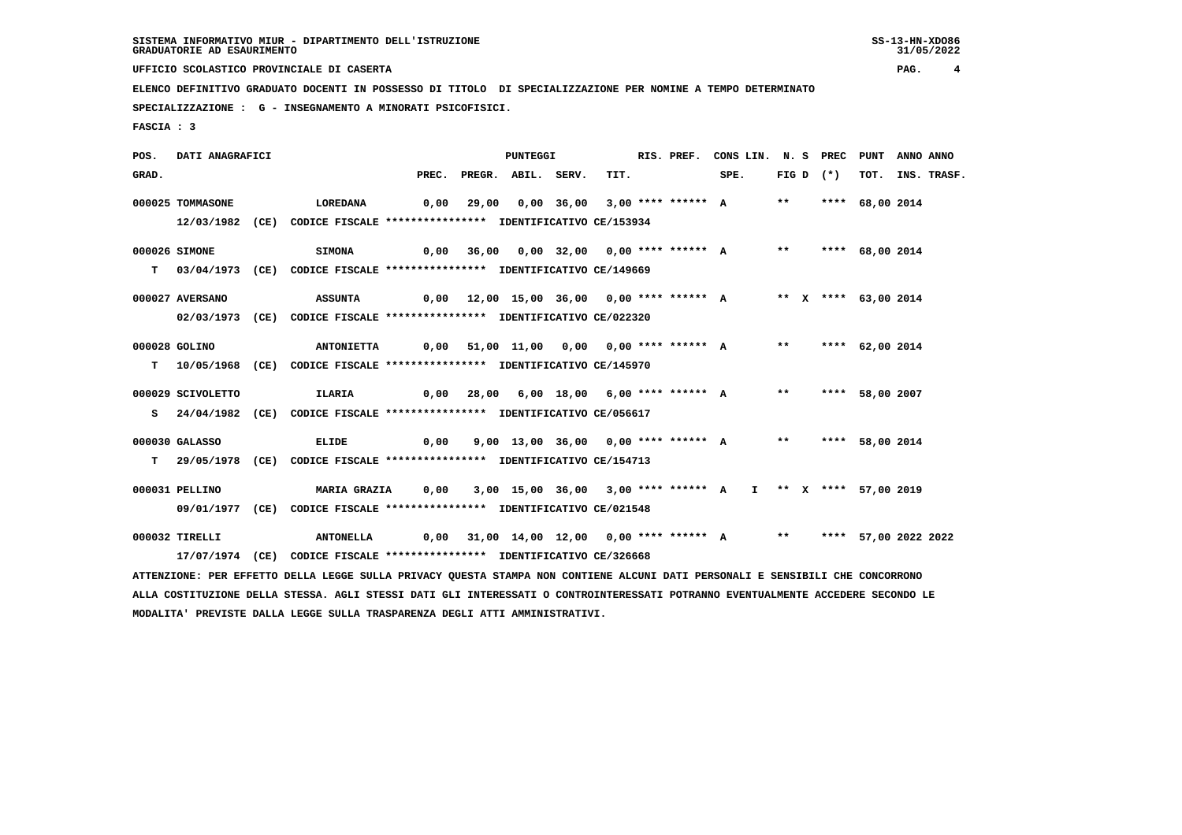SISTEMA INFORMATIVO MIUR - DIPARTIMENTO DELL'ISTRUZIONE
GRADUATORIE AD ESAURIMENTO

UFFICIO SCOLASTICO PROVINCIALE DI CASERTA

ELENCO DEFINITIVO GRADUATO DOCENTI IN POSSESSO DI TITOLO DI SPECIALIZZAZIONE PER NOMINE A TEMPO DETERMINATO

SPECIALIZZAZIONE : G - INSEGNAMENTO A MINORATI PSICOFISICI.

FASCIA : 3

| POS. GRAD. | DATI ANAGRAFICI | | PREC. | PREGR. | ABIL. | SERV. | TIT. | RIS. PREF. | CONS LIN. SPE. | N. S FIG D | PREC (*) | PUNT TOT. | ANNO INS. | ANNO TRASF. |
|---|---|---|---|---|---|---|---|---|---|---|---|---|---|---|
| 000025 | TOMMASONE | LOREDANA | 0,00 | 29,00 | 0,00 | 36,00 | 3,00 | **** ****** A | | ** | **** | 68,00 | 2014 | |
| | 12/03/1982 (CE) CODICE FISCALE **************** IDENTIFICATIVO CE/153934 | | | | | | | | | | | | | |
| 000026 | SIMONE | SIMONA | 0,00 | 36,00 | 0,00 | 32,00 | 0,00 | **** ****** A | | ** | **** | 68,00 | 2014 | |
| T | 03/04/1973 (CE) CODICE FISCALE **************** IDENTIFICATIVO CE/149669 | | | | | | | | | | | | | |
| 000027 | AVERSANO | ASSUNTA | 0,00 | 12,00 | 15,00 | 36,00 | 0,00 | **** ****** A | | ** X | **** | 63,00 | 2014 | |
| | 02/03/1973 (CE) CODICE FISCALE **************** IDENTIFICATIVO CE/022320 | | | | | | | | | | | | | |
| 000028 | GOLINO | ANTONIETTA | 0,00 | 51,00 | 11,00 | 0,00 | 0,00 | **** ****** A | | ** | **** | 62,00 | 2014 | |
| T | 10/05/1968 (CE) CODICE FISCALE **************** IDENTIFICATIVO CE/145970 | | | | | | | | | | | | | |
| 000029 | SCIVOLETTO | ILARIA | 0,00 | 28,00 | 6,00 | 18,00 | 6,00 | **** ****** A | | ** | **** | 58,00 | 2007 | |
| S | 24/04/1982 (CE) CODICE FISCALE **************** IDENTIFICATIVO CE/056617 | | | | | | | | | | | | | |
| 000030 | GALASSO | ELIDE | 0,00 | 9,00 | 13,00 | 36,00 | 0,00 | **** ****** A | | ** | **** | 58,00 | 2014 | |
| T | 29/05/1978 (CE) CODICE FISCALE **************** IDENTIFICATIVO CE/154713 | | | | | | | | | | | | | |
| 000031 | PELLINO | MARIA GRAZIA | 0,00 | 3,00 | 15,00 | 36,00 | 3,00 | **** ****** A | I | ** X | **** | 57,00 | 2019 | |
| | 09/01/1977 (CE) CODICE FISCALE **************** IDENTIFICATIVO CE/021548 | | | | | | | | | | | | | |
| 000032 | TIRELLI | ANTONELLA | 0,00 | 31,00 | 14,00 | 12,00 | 0,00 | **** ****** A | | ** | **** | 57,00 | 2022 | 2022 |
| | 17/07/1974 (CE) CODICE FISCALE **************** IDENTIFICATIVO CE/326668 | | | | | | | | | | | | | |

ATTENZIONE: PER EFFETTO DELLA LEGGE SULLA PRIVACY QUESTA STAMPA NON CONTIENE ALCUNI DATI PERSONALI E SENSIBILI CHE CONCORRONO ALLA COSTITUZIONE DELLA STESSA. AGLI STESSI DATI GLI INTERESSATI O CONTROINTERESSATI POTRANNO EVENTUALMENTE ACCEDERE SECONDO LE MODALITA' PREVISTE DALLA LEGGE SULLA TRASPARENZA DEGLI ATTI AMMINISTRATIVI.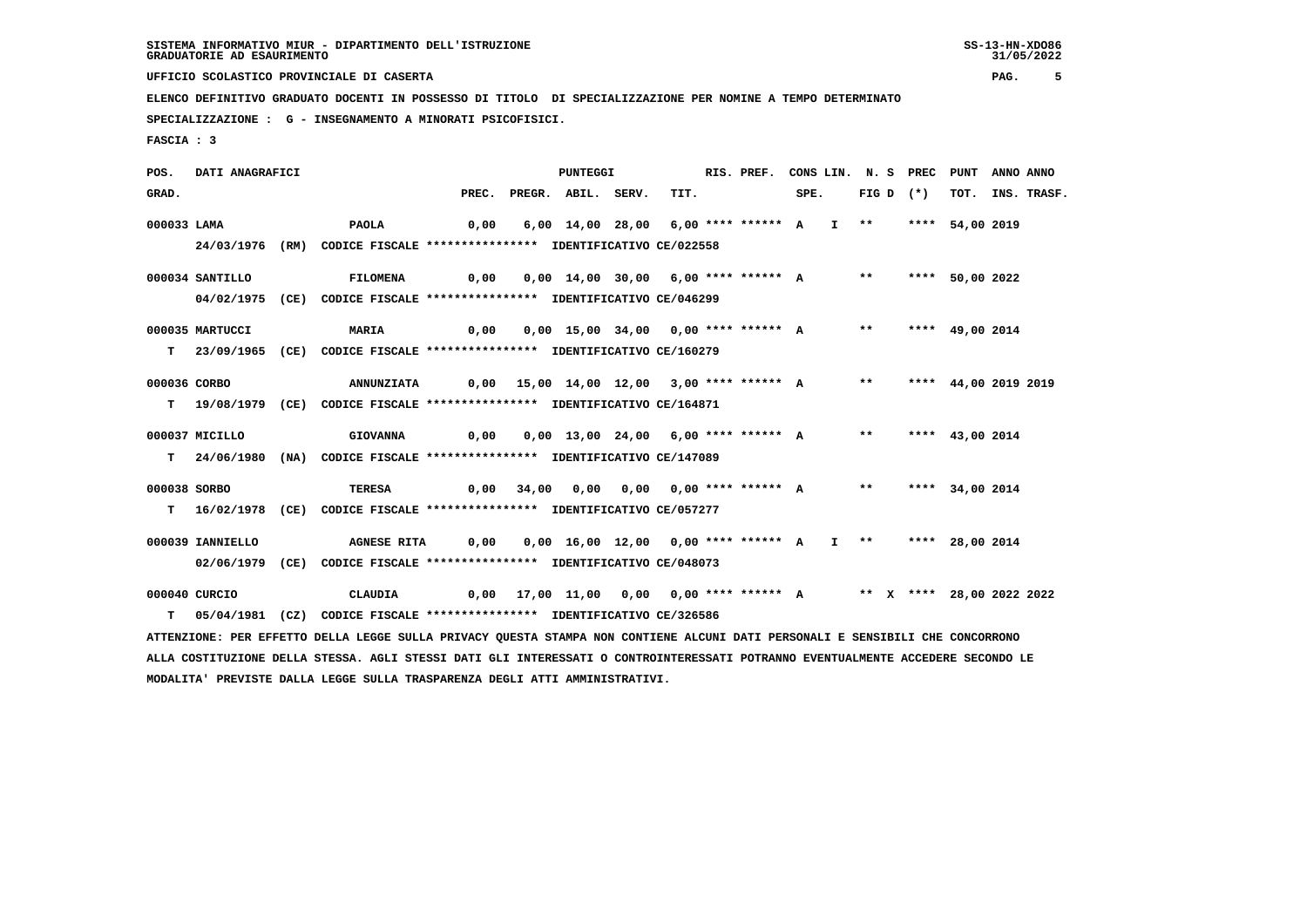SISTEMA INFORMATIVO MIUR - DIPARTIMENTO DELL'ISTRUZIONE
GRADUATORIE AD ESAURIMENTO

UFFICIO SCOLASTICO PROVINCIALE DI CASERTA

ELENCO DEFINITIVO GRADUATO DOCENTI IN POSSESSO DI TITOLO DI SPECIALIZZAZIONE PER NOMINE A TEMPO DETERMINATO

SPECIALIZZAZIONE : G - INSEGNAMENTO A MINORATI PSICOFISICI.

FASCIA : 3

| POS. GRAD. | | DATI ANAGRAFICI | | | PREC. | PREGR. | ABIL. | SERV. | TIT. | RIS. PREF. | CONS LIN. SPE. | | N. S FIG D | PREC (*) | PUNT TOT. | ANNO INS. | ANNO TRASF. |
|---|---|---|---|---|---|---|---|---|---|---|---|---|---|---|---|---|---|
| 000033 | | LAMA | PAOLA | | 0,00 | 6,00 | 14,00 | 28,00 | 6,00 | **** ****** | A | I | ** | **** | 54,00 | 2019 | |
| | | 24/03/1976 (RM) | CODICE FISCALE **************** | IDENTIFICATIVO CE/022558 | | | | | | | | | | | | | |
| 000034 | | SANTILLO | FILOMENA | | 0,00 | 0,00 | 14,00 | 30,00 | 6,00 | **** ****** | A | | ** | **** | 50,00 | 2022 | |
| | | 04/02/1975 (CE) | CODICE FISCALE **************** | IDENTIFICATIVO CE/046299 | | | | | | | | | | | | | |
| 000035 | | MARTUCCI | MARIA | | 0,00 | 0,00 | 15,00 | 34,00 | 0,00 | **** ****** | A | | ** | **** | 49,00 | 2014 | |
| | T | 23/09/1965 (CE) | CODICE FISCALE **************** | IDENTIFICATIVO CE/160279 | | | | | | | | | | | | | |
| 000036 | | CORBO | ANNUNZIATA | | 0,00 | 15,00 | 14,00 | 12,00 | 3,00 | **** ****** | A | | ** | **** | 44,00 | 2019 | 2019 |
| | T | 19/08/1979 (CE) | CODICE FISCALE **************** | IDENTIFICATIVO CE/164871 | | | | | | | | | | | | | |
| 000037 | | MICILLO | GIOVANNA | | 0,00 | 0,00 | 13,00 | 24,00 | 6,00 | **** ****** | A | | ** | **** | 43,00 | 2014 | |
| | T | 24/06/1980 (NA) | CODICE FISCALE **************** | IDENTIFICATIVO CE/147089 | | | | | | | | | | | | | |
| 000038 | | SORBO | TERESA | | 0,00 | 34,00 | 0,00 | 0,00 | 0,00 | **** ****** | A | | ** | **** | 34,00 | 2014 | |
| | T | 16/02/1978 (CE) | CODICE FISCALE **************** | IDENTIFICATIVO CE/057277 | | | | | | | | | | | | | |
| 000039 | | IANNIELLO | AGNESE RITA | | 0,00 | 0,00 | 16,00 | 12,00 | 0,00 | **** ****** | A | I | ** | **** | 28,00 | 2014 | |
| | | 02/06/1979 (CE) | CODICE FISCALE **************** | IDENTIFICATIVO CE/048073 | | | | | | | | | | | | | |
| 000040 | | CURCIO | CLAUDIA | | 0,00 | 17,00 | 11,00 | 0,00 | 0,00 | **** ****** | A | | ** X | **** | 28,00 | 2022 | 2022 |
| | T | 05/04/1981 (CZ) | CODICE FISCALE **************** | IDENTIFICATIVO CE/326586 | | | | | | | | | | | | | |

ATTENZIONE: PER EFFETTO DELLA LEGGE SULLA PRIVACY QUESTA STAMPA NON CONTIENE ALCUNI DATI PERSONALI E SENSIBILI CHE CONCORRONO ALLA COSTITUZIONE DELLA STESSA. AGLI STESSI DATI GLI INTERESSATI O CONTROINTERESSATI POTRANNO EVENTUALMENTE ACCEDERE SECONDO LE MODALITA' PREVISTE DALLA LEGGE SULLA TRASPARENZA DEGLI ATTI AMMINISTRATIVI.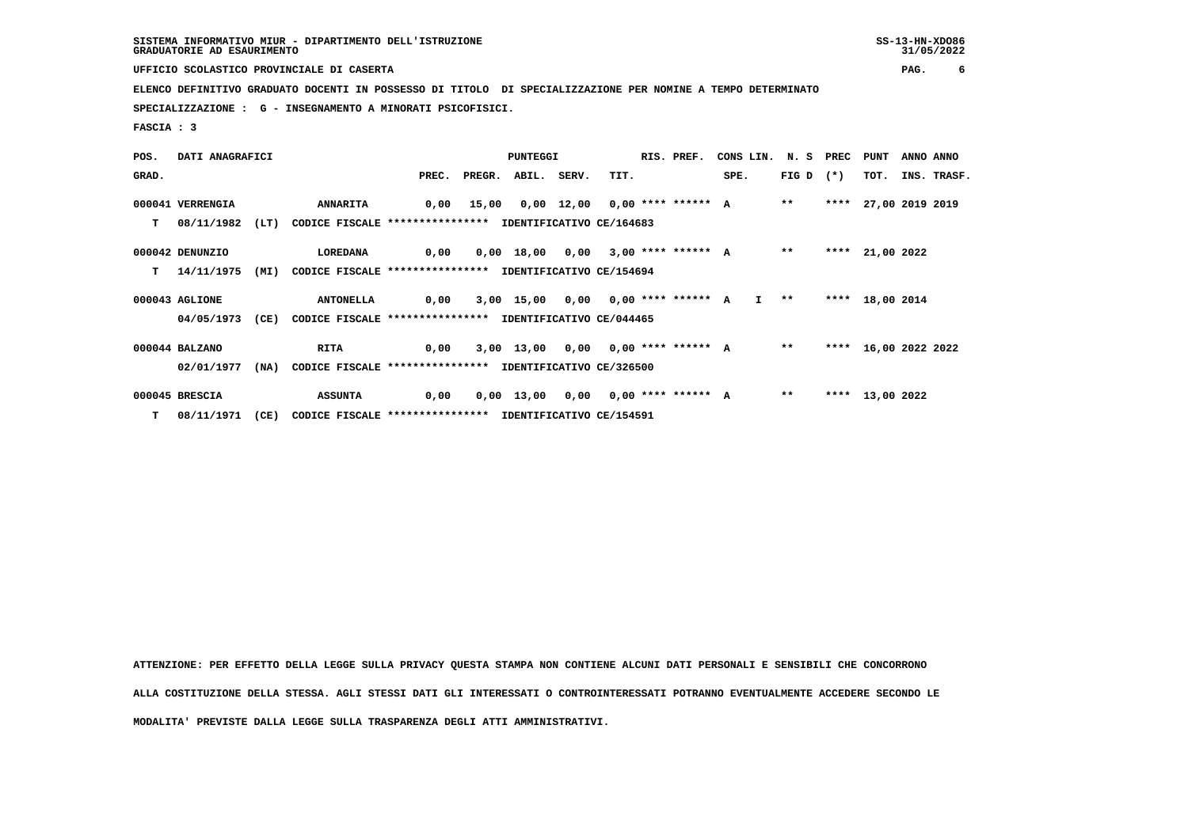SISTEMA INFORMATIVO MIUR - DIPARTIMENTO DELL'ISTRUZIONE
GRADUATORIE AD ESAURIMENTO

UFFICIO SCOLASTICO PROVINCIALE DI CASERTA

ELENCO DEFINITIVO GRADUATO DOCENTI IN POSSESSO DI TITOLO DI SPECIALIZZAZIONE PER NOMINE A TEMPO DETERMINATO

SPECIALIZZAZIONE : G - INSEGNAMENTO A MINORATI PSICOFISICI.

FASCIA : 3

| POS. GRAD. | DATI ANAGRAFICI | | | PREC. | PREGR. | ABIL. | SERV. | TIT. | RIS. PREF. | CONS SPE. | LIN. | N. S FIG D | PREC (*) | PUNT TOT. | ANNO INS. | ANNO TRASF. |
|---|---|---|---|---|---|---|---|---|---|---|---|---|---|---|---|---|
| 000041 | VERRENGIA | | ANNARITA | 0,00 | 15,00 | 0,00 | 12,00 | 0,00 | **** ****** | A | | ** | **** | 27,00 | 2019 | 2019 |
| T | 08/11/1982 (LT) | CODICE FISCALE **************** | IDENTIFICATIVO CE/164683 | | | | | | | | | | | | | |
| 000042 | DENUNZIO | | LOREDANA | 0,00 | 0,00 | 18,00 | 0,00 | 3,00 | **** ****** | A | | ** | **** | 21,00 | 2022 | |
| T | 14/11/1975 (MI) | CODICE FISCALE **************** | IDENTIFICATIVO CE/154694 | | | | | | | | | | | | | |
| 000043 | AGLIONE | | ANTONELLA | 0,00 | 3,00 | 15,00 | 0,00 | 0,00 | **** ****** | A | I | ** | **** | 18,00 | 2014 | |
| | 04/05/1973 (CE) | CODICE FISCALE **************** | IDENTIFICATIVO CE/044465 | | | | | | | | | | | | | |
| 000044 | BALZANO | | RITA | 0,00 | 3,00 | 13,00 | 0,00 | 0,00 | **** ****** | A | | ** | **** | 16,00 | 2022 | 2022 |
| | 02/01/1977 (NA) | CODICE FISCALE **************** | IDENTIFICATIVO CE/326500 | | | | | | | | | | | | | |
| 000045 | BRESCIA | | ASSUNTA | 0,00 | 0,00 | 13,00 | 0,00 | 0,00 | **** ****** | A | | ** | **** | 13,00 | 2022 | |
| T | 08/11/1971 (CE) | CODICE FISCALE **************** | IDENTIFICATIVO CE/154591 | | | | | | | | | | | | | |

ATTENZIONE: PER EFFETTO DELLA LEGGE SULLA PRIVACY QUESTA STAMPA NON CONTIENE ALCUNI DATI PERSONALI E SENSIBILI CHE CONCORRONO ALLA COSTITUZIONE DELLA STESSA. AGLI STESSI DATI GLI INTERESSATI O CONTROINTERESSATI POTRANNO EVENTUALMENTE ACCEDERE SECONDO LE MODALITA' PREVISTE DALLA LEGGE SULLA TRASPARENZA DEGLI ATTI AMMINISTRATIVI.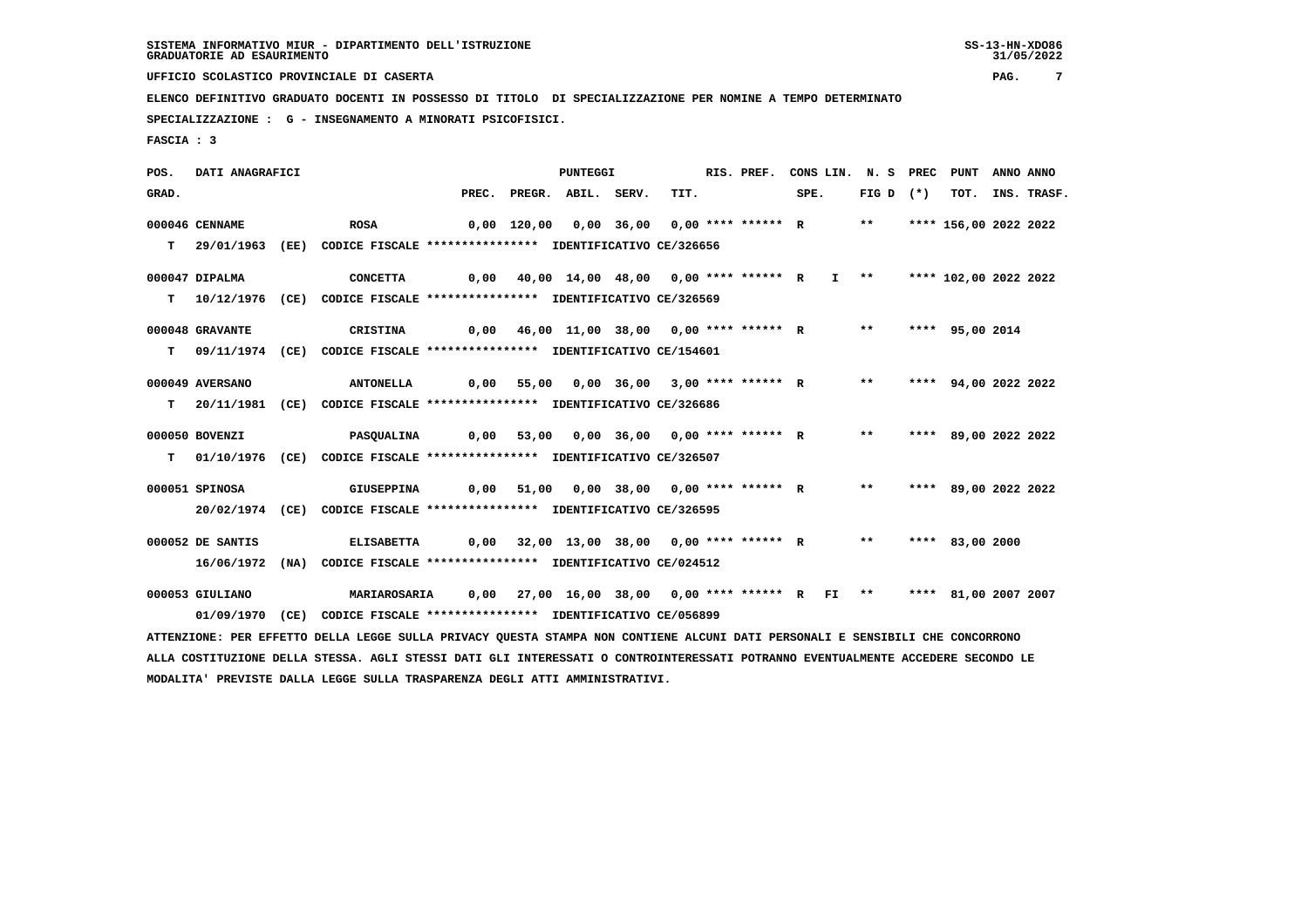SISTEMA INFORMATIVO MIUR - DIPARTIMENTO DELL'ISTRUZIONE
GRADUATORIE AD ESAURIMENTO

UFFICIO SCOLASTICO PROVINCIALE DI CASERTA

ELENCO DEFINITIVO GRADUATO DOCENTI IN POSSESSO DI TITOLO DI SPECIALIZZAZIONE PER NOMINE A TEMPO DETERMINATO

SPECIALIZZAZIONE : G - INSEGNAMENTO A MINORATI PSICOFISICI.

FASCIA : 3

| POS. GRAD. | DATI ANAGRAFICI | | PREC. | PREGR. | ABIL. | SERV. | TIT. | RIS. PREF. | SPE. | CONS LIN. | N. S FIG D | PREC (*) | PUNT TOT. | ANNO INS. | ANNO TRASF. |
|---|---|---|---|---|---|---|---|---|---|---|---|---|---|---|---|
| 000046 | CENNAME | ROSA | 0,00 | 120,00 | 0,00 | 36,00 | 0,00 | **** ****** | R | | ** | **** | 156,00 | 2022 | 2022 |
| T | 29/01/1963 (EE) CODICE FISCALE **************** IDENTIFICATIVO CE/326656 | | | | | | | | | | | | | | |
| 000047 | DIPALMA | CONCETTA | 0,00 | 40,00 | 14,00 | 48,00 | 0,00 | **** ****** | R | I | ** | **** | 102,00 | 2022 | 2022 |
| T | 10/12/1976 (CE) CODICE FISCALE **************** IDENTIFICATIVO CE/326569 | | | | | | | | | | | | | | |
| 000048 | GRAVANTE | CRISTINA | 0,00 | 46,00 | 11,00 | 38,00 | 0,00 | **** ****** | R | | ** | **** | 95,00 | 2014 | |
| T | 09/11/1974 (CE) CODICE FISCALE **************** IDENTIFICATIVO CE/154601 | | | | | | | | | | | | | | |
| 000049 | AVERSANO | ANTONELLA | 0,00 | 55,00 | 0,00 | 36,00 | 3,00 | **** ****** | R | | ** | **** | 94,00 | 2022 | 2022 |
| T | 20/11/1981 (CE) CODICE FISCALE **************** IDENTIFICATIVO CE/326686 | | | | | | | | | | | | | | |
| 000050 | BOVENZI | PASQUALINA | 0,00 | 53,00 | 0,00 | 36,00 | 0,00 | **** ****** | R | | ** | **** | 89,00 | 2022 | 2022 |
| T | 01/10/1976 (CE) CODICE FISCALE **************** IDENTIFICATIVO CE/326507 | | | | | | | | | | | | | | |
| 000051 | SPINOSA | GIUSEPPINA | 0,00 | 51,00 | 0,00 | 38,00 | 0,00 | **** ****** | R | | ** | **** | 89,00 | 2022 | 2022 |
| | 20/02/1974 (CE) CODICE FISCALE **************** IDENTIFICATIVO CE/326595 | | | | | | | | | | | | | | |
| 000052 | DE SANTIS | ELISABETTA | 0,00 | 32,00 | 13,00 | 38,00 | 0,00 | **** ****** | R | | ** | **** | 83,00 | 2000 | |
| | 16/06/1972 (NA) CODICE FISCALE **************** IDENTIFICATIVO CE/024512 | | | | | | | | | | | | | | |
| 000053 | GIULIANO | MARIAROSARIA | 0,00 | 27,00 | 16,00 | 38,00 | 0,00 | **** ****** | R | FI | ** | **** | 81,00 | 2007 | 2007 |
| | 01/09/1970 (CE) CODICE FISCALE **************** IDENTIFICATIVO CE/056899 | | | | | | | | | | | | | | |

ATTENZIONE: PER EFFETTO DELLA LEGGE SULLA PRIVACY QUESTA STAMPA NON CONTIENE ALCUNI DATI PERSONALI E SENSIBILI CHE CONCORRONO ALLA COSTITUZIONE DELLA STESSA. AGLI STESSI DATI GLI INTERESSATI O CONTROINTERESSATI POTRANNO EVENTUALMENTE ACCEDERE SECONDO LE MODALITA' PREVISTE DALLA LEGGE SULLA TRASPARENZA DEGLI ATTI AMMINISTRATIVI.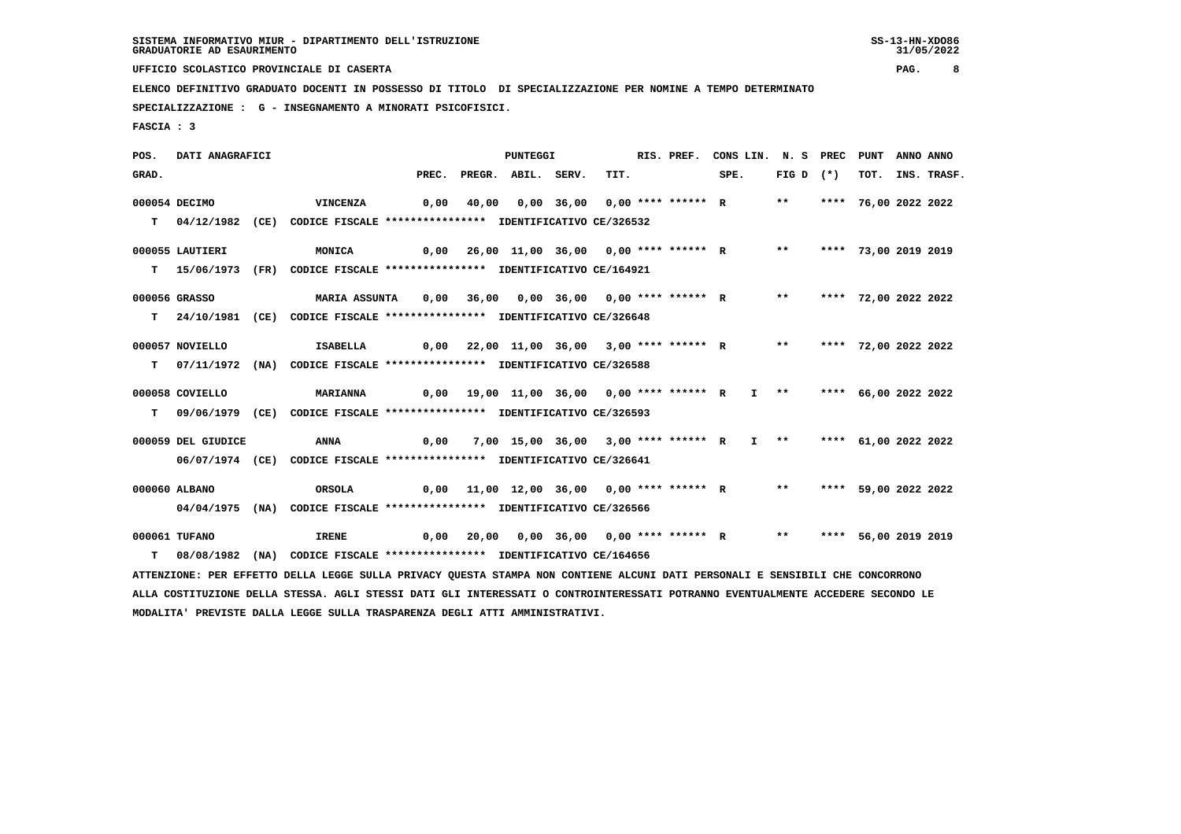SISTEMA INFORMATIVO MIUR - DIPARTIMENTO DELL'ISTRUZIONE
GRADUATORIE AD ESAURIMENTO

UFFICIO SCOLASTICO PROVINCIALE DI CASERTA

ELENCO DEFINITIVO GRADUATO DOCENTI IN POSSESSO DI TITOLO DI SPECIALIZZAZIONE PER NOMINE A TEMPO DETERMINATO

SPECIALIZZAZIONE : G - INSEGNAMENTO A MINORATI PSICOFISICI.

FASCIA : 3

| POS. GRAD. | DATI ANAGRAFICI | | PREC. | PREGR. | ABIL. | SERV. | TIT. | RIS. PREF. | CONS LIN. SPE. | N. S FIG D | PREC (*) | PUNT TOT. | ANNO INS. | ANNO TRASF. |
|---|---|---|---|---|---|---|---|---|---|---|---|---|---|---|
| 000054 | DECIMO | VINCENZA | 0,00 | 40,00 | 0,00 | 36,00 | 0,00 | **** ****** R | | ** | **** | 76,00 | 2022 | 2022 |
| T | 04/12/1982 (CE) CODICE FISCALE **************** IDENTIFICATIVO CE/326532 | | | | | | | | | | | | | |
| 000055 | LAUTIERI | MONICA | 0,00 | 26,00 | 11,00 | 36,00 | 0,00 | **** ****** R | | ** | **** | 73,00 | 2019 | 2019 |
| T | 15/06/1973 (FR) CODICE FISCALE **************** IDENTIFICATIVO CE/164921 | | | | | | | | | | | | | |
| 000056 | GRASSO | MARIA ASSUNTA | 0,00 | 36,00 | 0,00 | 36,00 | 0,00 | **** ****** R | | ** | **** | 72,00 | 2022 | 2022 |
| T | 24/10/1981 (CE) CODICE FISCALE **************** IDENTIFICATIVO CE/326648 | | | | | | | | | | | | | |
| 000057 | NOVIELLO | ISABELLA | 0,00 | 22,00 | 11,00 | 36,00 | 3,00 | **** ****** R | | ** | **** | 72,00 | 2022 | 2022 |
| T | 07/11/1972 (NA) CODICE FISCALE **************** IDENTIFICATIVO CE/326588 | | | | | | | | | | | | | |
| 000058 | COVIELLO | MARIANNA | 0,00 | 19,00 | 11,00 | 36,00 | 0,00 | **** ****** R | I | ** | **** | 66,00 | 2022 | 2022 |
| T | 09/06/1979 (CE) CODICE FISCALE **************** IDENTIFICATIVO CE/326593 | | | | | | | | | | | | | |
| 000059 | DEL GIUDICE | ANNA | 0,00 | 7,00 | 15,00 | 36,00 | 3,00 | **** ****** R | I | ** | **** | 61,00 | 2022 | 2022 |
| | 06/07/1974 (CE) CODICE FISCALE **************** IDENTIFICATIVO CE/326641 | | | | | | | | | | | | | |
| 000060 | ALBANO | ORSOLA | 0,00 | 11,00 | 12,00 | 36,00 | 0,00 | **** ****** R | | ** | **** | 59,00 | 2022 | 2022 |
| | 04/04/1975 (NA) CODICE FISCALE **************** IDENTIFICATIVO CE/326566 | | | | | | | | | | | | | |
| 000061 | TUFANO | IRENE | 0,00 | 20,00 | 0,00 | 36,00 | 0,00 | **** ****** R | | ** | **** | 56,00 | 2019 | 2019 |
| T | 08/08/1982 (NA) CODICE FISCALE **************** IDENTIFICATIVO CE/164656 | | | | | | | | | | | | | |

ATTENZIONE: PER EFFETTO DELLA LEGGE SULLA PRIVACY QUESTA STAMPA NON CONTIENE ALCUNI DATI PERSONALI E SENSIBILI CHE CONCORRONO ALLA COSTITUZIONE DELLA STESSA. AGLI STESSI DATI GLI INTERESSATI O CONTROINTERESSATI POTRANNO EVENTUALMENTE ACCEDERE SECONDO LE MODALITA' PREVISTE DALLA LEGGE SULLA TRASPARENZA DEGLI ATTI AMMINISTRATIVI.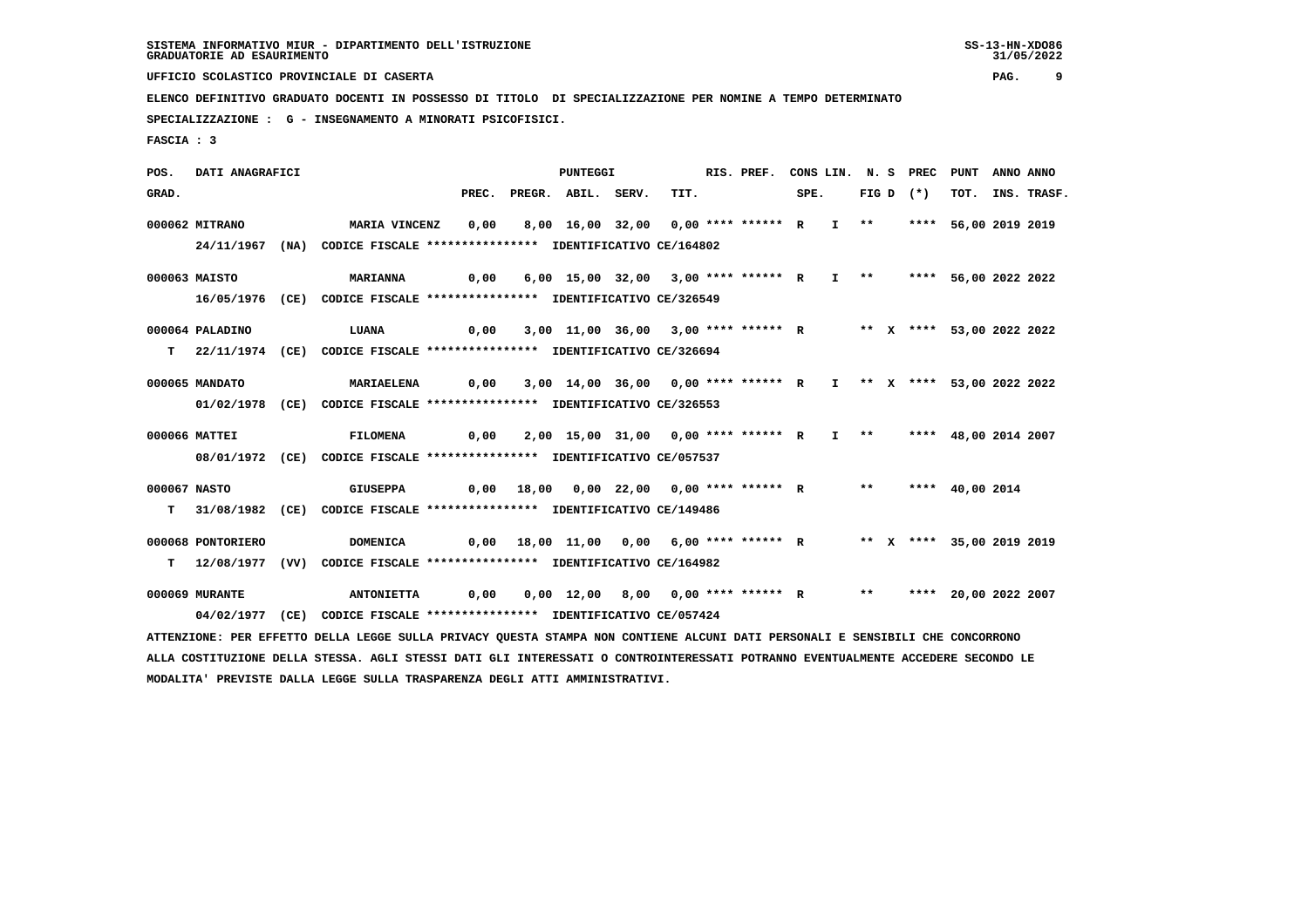SISTEMA INFORMATIVO MIUR - DIPARTIMENTO DELL'ISTRUZIONE
GRADUATORIE AD ESAURIMENTO

UFFICIO SCOLASTICO PROVINCIALE DI CASERTA

ELENCO DEFINITIVO GRADUATO DOCENTI IN POSSESSO DI TITOLO DI SPECIALIZZAZIONE PER NOMINE A TEMPO DETERMINATO

SPECIALIZZAZIONE : G - INSEGNAMENTO A MINORATI PSICOFISICI.

FASCIA : 3

| POS. GRAD. | DATI ANAGRAFICI | | PREC. | PREGR. | ABIL. | SERV. | TIT. | RIS. PREF. | CONS LIN. SPE. | N. S FIG D | PREC (*) | PUNT TOT. | ANNO INS. | ANNO TRASF. |
|---|---|---|---|---|---|---|---|---|---|---|---|---|---|---|
| 000062 | MITRANO | MARIA VINCENZ | 0,00 | 8,00 | 16,00 | 32,00 | 0,00 | **** ****** R | I | ** | **** | 56,00 | 2019 | 2019 |
| | 24/11/1967 (NA) CODICE FISCALE **************** IDENTIFICATIVO CE/164802 | | | | | | | | | | | | | |
| 000063 | MAISTO | MARIANNA | 0,00 | 6,00 | 15,00 | 32,00 | 3,00 | **** ****** R | I | ** | **** | 56,00 | 2022 | 2022 |
| | 16/05/1976 (CE) CODICE FISCALE **************** IDENTIFICATIVO CE/326549 | | | | | | | | | | | | | |
| 000064 | PALADINO | LUANA | 0,00 | 3,00 | 11,00 | 36,00 | 3,00 | **** ****** R | | ** X | **** | 53,00 | 2022 | 2022 |
| T | 22/11/1974 (CE) CODICE FISCALE **************** IDENTIFICATIVO CE/326694 | | | | | | | | | | | | | |
| 000065 | MANDATO | MARIAELENA | 0,00 | 3,00 | 14,00 | 36,00 | 0,00 | **** ****** R | I | ** X | **** | 53,00 | 2022 | 2022 |
| | 01/02/1978 (CE) CODICE FISCALE **************** IDENTIFICATIVO CE/326553 | | | | | | | | | | | | | |
| 000066 | MATTEI | FILOMENA | 0,00 | 2,00 | 15,00 | 31,00 | 0,00 | **** ****** R | I | ** | **** | 48,00 | 2014 | 2007 |
| | 08/01/1972 (CE) CODICE FISCALE **************** IDENTIFICATIVO CE/057537 | | | | | | | | | | | | | |
| 000067 | NASTO | GIUSEPPA | 0,00 | 18,00 | 0,00 | 22,00 | 0,00 | **** ****** R | | ** | **** | 40,00 | 2014 | |
| T | 31/08/1982 (CE) CODICE FISCALE **************** IDENTIFICATIVO CE/149486 | | | | | | | | | | | | | |
| 000068 | PONTORIERO | DOMENICA | 0,00 | 18,00 | 11,00 | 0,00 | 6,00 | **** ****** R | | ** X | **** | 35,00 | 2019 | 2019 |
| T | 12/08/1977 (VV) CODICE FISCALE **************** IDENTIFICATIVO CE/164982 | | | | | | | | | | | | | |
| 000069 | MURANTE | ANTONIETTA | 0,00 | 0,00 | 12,00 | 8,00 | 0,00 | **** ****** R | | ** | **** | 20,00 | 2022 | 2007 |
| | 04/02/1977 (CE) CODICE FISCALE **************** IDENTIFICATIVO CE/057424 | | | | | | | | | | | | | |

ATTENZIONE: PER EFFETTO DELLA LEGGE SULLA PRIVACY QUESTA STAMPA NON CONTIENE ALCUNI DATI PERSONALI E SENSIBILI CHE CONCORRONO ALLA COSTITUZIONE DELLA STESSA. AGLI STESSI DATI GLI INTERESSATI O CONTROINTERESSATI POTRANNO EVENTUALMENTE ACCEDERE SECONDO LE MODALITA' PREVISTE DALLA LEGGE SULLA TRASPARENZA DEGLI ATTI AMMINISTRATIVI.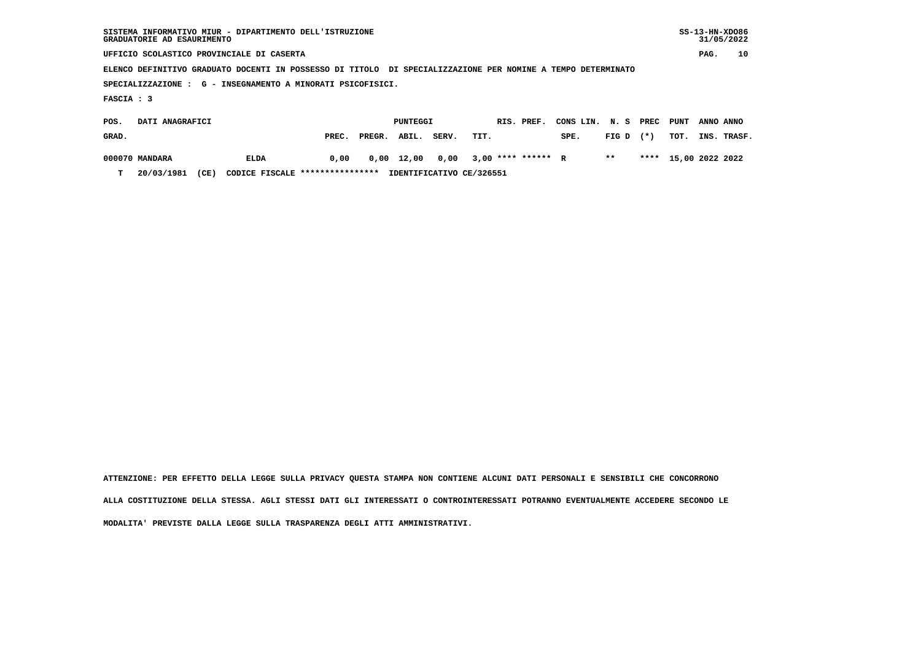SISTEMA INFORMATIVO MIUR - DIPARTIMENTO DELL'ISTRUZIONE
GRADUATORIE AD ESAURIMENTO

UFFICIO SCOLASTICO PROVINCIALE DI CASERTA

ELENCO DEFINITIVO GRADUATO DOCENTI IN POSSESSO DI TITOLO DI SPECIALIZZAZIONE PER NOMINE A TEMPO DETERMINATO

SPECIALIZZAZIONE : G - INSEGNAMENTO A MINORATI PSICOFISICI.

FASCIA : 3

| POS. GRAD. | DATI ANAGRAFICI | | PUNTEGGI PREC. | PREGR. | ABIL. | SERV. | TIT. | RIS. | PREF. | CONS LIN. SPE. | N. S FIG D | PREC (*) | PUNT TOT. | ANNO INS. | ANNO TRASF. |
|---|---|---|---|---|---|---|---|---|---|---|---|---|---|---|---|
| 000070 | MANDARA | ELDA | 0,00 | 0,00 | 12,00 | 0,00 | 3,00 | **** | ****** | R | ** | **** | 15,00 | 2022 | 2022 |
| T | 20/03/1981 (CE) | CODICE FISCALE **************** | IDENTIFICATIVO CE/326551 | | | | | | | | | | | | |

ATTENZIONE: PER EFFETTO DELLA LEGGE SULLA PRIVACY QUESTA STAMPA NON CONTIENE ALCUNI DATI PERSONALI E SENSIBILI CHE CONCORRONO ALLA COSTITUZIONE DELLA STESSA. AGLI STESSI DATI GLI INTERESSATI O CONTROINTERESSATI POTRANNO EVENTUALMENTE ACCEDERE SECONDO LE MODALITA' PREVISTE DALLA LEGGE SULLA TRASPARENZA DEGLI ATTI AMMINISTRATIVI.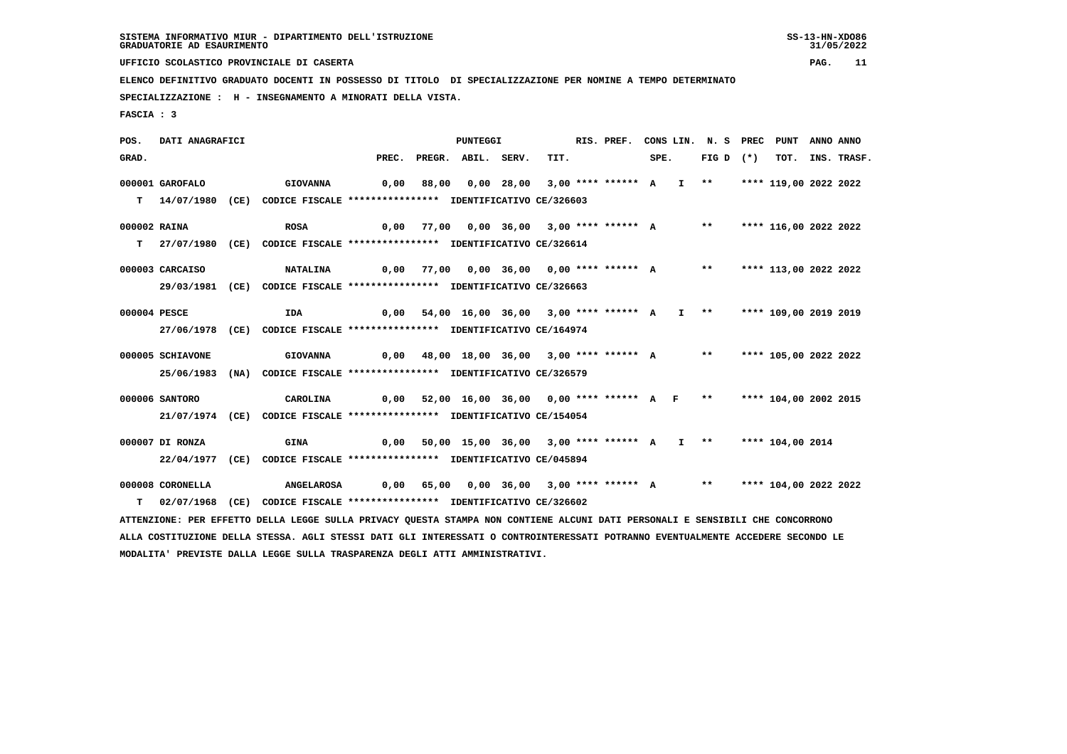SISTEMA INFORMATIVO MIUR - DIPARTIMENTO DELL'ISTRUZIONE
GRADUATORIE AD ESAURIMENTO

UFFICIO SCOLASTICO PROVINCIALE DI CASERTA

ELENCO DEFINITIVO GRADUATO DOCENTI IN POSSESSO DI TITOLO DI SPECIALIZZAZIONE PER NOMINE A TEMPO DETERMINATO

SPECIALIZZAZIONE : H - INSEGNAMENTO A MINORATI DELLA VISTA.

FASCIA : 3

| POS. GRAD. | DATI ANAGRAFICI | | PREC. | PREGR. | ABIL. | SERV. | TIT. | RIS. PREF. | CONS SPE. | LIN. | N. S FIG D | PREC (*) | PUNT TOT. | ANNO INS. | ANNO TRASF. |
|---|---|---|---|---|---|---|---|---|---|---|---|---|---|---|---|
| 000001 | GAROFALO | GIOVANNA | 0,00 | 88,00 | 0,00 | 28,00 | 3,00 | **** ****** | A | I | ** | **** | 119,00 | 2022 | 2022 |
| T | 14/07/1980 (CE) | CODICE FISCALE **************** IDENTIFICATIVO CE/326603 | | | | | | | | | | | | | |
| 000002 | RAINA | ROSA | 0,00 | 77,00 | 0,00 | 36,00 | 3,00 | **** ****** | A | | ** | **** | 116,00 | 2022 | 2022 |
| T | 27/07/1980 (CE) | CODICE FISCALE **************** IDENTIFICATIVO CE/326614 | | | | | | | | | | | | | |
| 000003 | CARCAISO | NATALINA | 0,00 | 77,00 | 0,00 | 36,00 | 0,00 | **** ****** | A | | ** | **** | 113,00 | 2022 | 2022 |
| | 29/03/1981 (CE) | CODICE FISCALE **************** IDENTIFICATIVO CE/326663 | | | | | | | | | | | | | |
| 000004 | PESCE | IDA | 0,00 | 54,00 | 16,00 | 36,00 | 3,00 | **** ****** | A | I | ** | **** | 109,00 | 2019 | 2019 |
| | 27/06/1978 (CE) | CODICE FISCALE **************** IDENTIFICATIVO CE/164974 | | | | | | | | | | | | | |
| 000005 | SCHIAVONE | GIOVANNA | 0,00 | 48,00 | 18,00 | 36,00 | 3,00 | **** ****** | A | | ** | **** | 105,00 | 2022 | 2022 |
| | 25/06/1983 (NA) | CODICE FISCALE **************** IDENTIFICATIVO CE/326579 | | | | | | | | | | | | | |
| 000006 | SANTORO | CAROLINA | 0,00 | 52,00 | 16,00 | 36,00 | 0,00 | **** ****** | A | F | ** | **** | 104,00 | 2002 | 2015 |
| | 21/07/1974 (CE) | CODICE FISCALE **************** IDENTIFICATIVO CE/154054 | | | | | | | | | | | | | |
| 000007 | DI RONZA | GINA | 0,00 | 50,00 | 15,00 | 36,00 | 3,00 | **** ****** | A | I | ** | **** | 104,00 | 2014 | |
| | 22/04/1977 (CE) | CODICE FISCALE **************** IDENTIFICATIVO CE/045894 | | | | | | | | | | | | | |
| 000008 | CORONELLA | ANGELAROSA | 0,00 | 65,00 | 0,00 | 36,00 | 3,00 | **** ****** | A | | ** | **** | 104,00 | 2022 | 2022 |
| T | 02/07/1968 (CE) | CODICE FISCALE **************** IDENTIFICATIVO CE/326602 | | | | | | | | | | | | | |

ATTENZIONE: PER EFFETTO DELLA LEGGE SULLA PRIVACY QUESTA STAMPA NON CONTIENE ALCUNI DATI PERSONALI E SENSIBILI CHE CONCORRONO ALLA COSTITUZIONE DELLA STESSA. AGLI STESSI DATI GLI INTERESSATI O CONTROINTERESSATI POTRANNO EVENTUALMENTE ACCEDERE SECONDO LE MODALITA' PREVISTE DALLA LEGGE SULLA TRASPARENZA DEGLI ATTI AMMINISTRATIVI.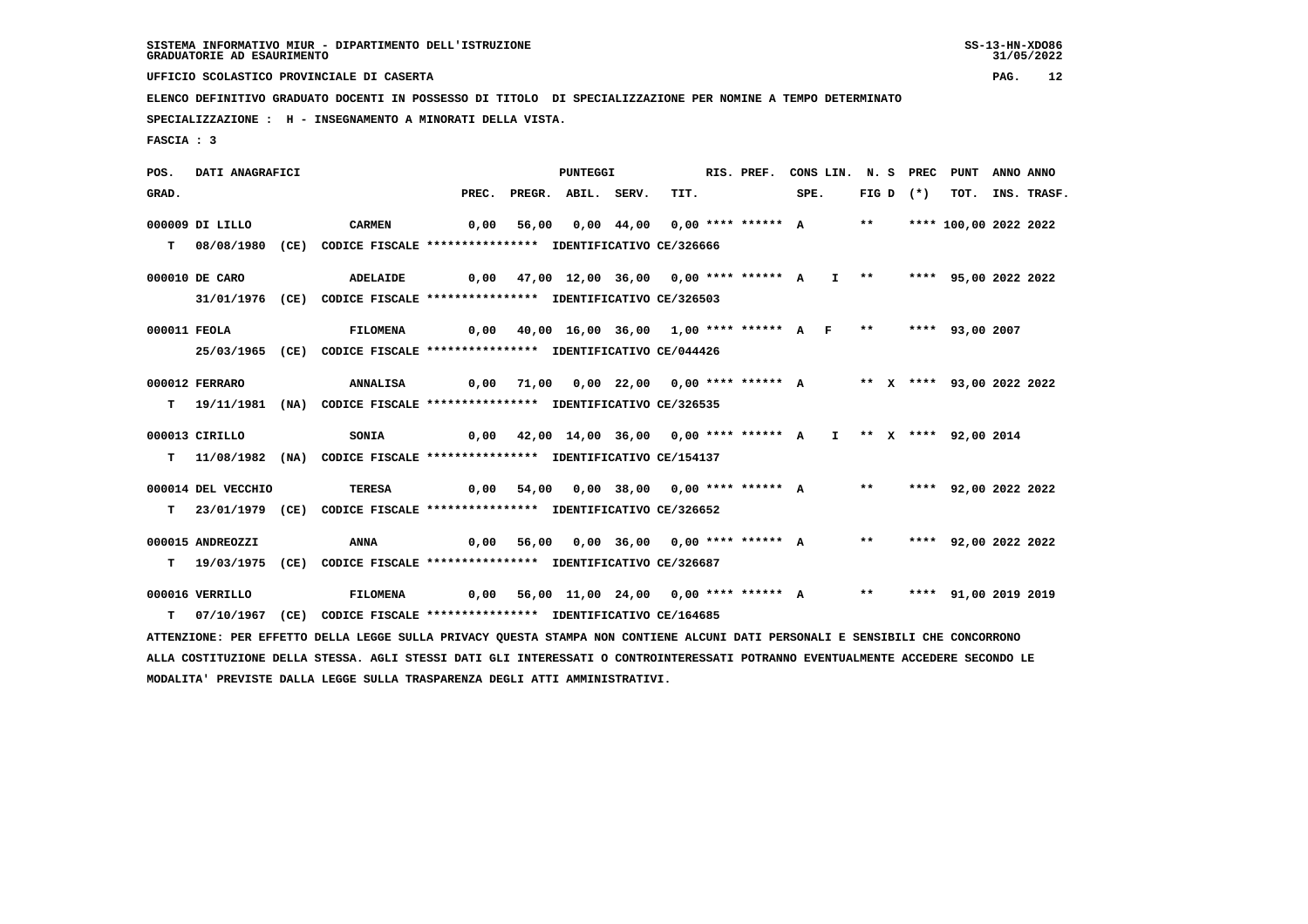SISTEMA INFORMATIVO MIUR - DIPARTIMENTO DELL'ISTRUZIONE
GRADUATORIE AD ESAURIMENTO

UFFICIO SCOLASTICO PROVINCIALE DI CASERTA

ELENCO DEFINITIVO GRADUATO DOCENTI IN POSSESSO DI TITOLO DI SPECIALIZZAZIONE PER NOMINE A TEMPO DETERMINATO

SPECIALIZZAZIONE : H - INSEGNAMENTO A MINORATI DELLA VISTA.

FASCIA : 3

| POS. GRAD. | DATI ANAGRAFICI | | PREC. | PREGR. | ABIL. | SERV. | TIT. | RIS. PREF. | CONS LIN. SPE. | N. S FIG D | PREC (*) | PUNT TOT. | ANNO INS. | ANNO TRASF. |
|---|---|---|---|---|---|---|---|---|---|---|---|---|---|---|
| 000009 | DI LILLO | CARMEN | 0,00 | 56,00 | 0,00 | 44,00 | 0,00 | **** ****** A | | ** | **** | 100,00 | 2022 | 2022 |
| T | 08/08/1980 (CE) CODICE FISCALE **************** IDENTIFICATIVO CE/326666 | | | | | | | | | | | | | |
| 000010 | DE CARO | ADELAIDE | 0,00 | 47,00 | 12,00 | 36,00 | 0,00 | **** ****** A | I | ** | **** | 95,00 | 2022 | 2022 |
| | 31/01/1976 (CE) CODICE FISCALE **************** IDENTIFICATIVO CE/326503 | | | | | | | | | | | | | |
| 000011 | FEOLA | FILOMENA | 0,00 | 40,00 | 16,00 | 36,00 | 1,00 | **** ****** A | F | ** | **** | 93,00 | 2007 | |
| | 25/03/1965 (CE) CODICE FISCALE **************** IDENTIFICATIVO CE/044426 | | | | | | | | | | | | | |
| 000012 | FERRARO | ANNALISA | 0,00 | 71,00 | 0,00 | 22,00 | 0,00 | **** ****** A | | ** X | **** | 93,00 | 2022 | 2022 |
| T | 19/11/1981 (NA) CODICE FISCALE **************** IDENTIFICATIVO CE/326535 | | | | | | | | | | | | | |
| 000013 | CIRILLO | SONIA | 0,00 | 42,00 | 14,00 | 36,00 | 0,00 | **** ****** A | I | ** X | **** | 92,00 | 2014 | |
| T | 11/08/1982 (NA) CODICE FISCALE **************** IDENTIFICATIVO CE/154137 | | | | | | | | | | | | | |
| 000014 | DEL VECCHIO | TERESA | 0,00 | 54,00 | 0,00 | 38,00 | 0,00 | **** ****** A | | ** | **** | 92,00 | 2022 | 2022 |
| T | 23/01/1979 (CE) CODICE FISCALE **************** IDENTIFICATIVO CE/326652 | | | | | | | | | | | | | |
| 000015 | ANDREOZZI | ANNA | 0,00 | 56,00 | 0,00 | 36,00 | 0,00 | **** ****** A | | ** | **** | 92,00 | 2022 | 2022 |
| T | 19/03/1975 (CE) CODICE FISCALE **************** IDENTIFICATIVO CE/326687 | | | | | | | | | | | | | |
| 000016 | VERRILLO | FILOMENA | 0,00 | 56,00 | 11,00 | 24,00 | 0,00 | **** ****** A | | ** | **** | 91,00 | 2019 | 2019 |
| T | 07/10/1967 (CE) CODICE FISCALE **************** IDENTIFICATIVO CE/164685 | | | | | | | | | | | | | |

ATTENZIONE: PER EFFETTO DELLA LEGGE SULLA PRIVACY QUESTA STAMPA NON CONTIENE ALCUNI DATI PERSONALI E SENSIBILI CHE CONCORRONO ALLA COSTITUZIONE DELLA STESSA. AGLI STESSI DATI GLI INTERESSATI O CONTROINTERESSATI POTRANNO EVENTUALMENTE ACCEDERE SECONDO LE MODALITA' PREVISTE DALLA LEGGE SULLA TRASPARENZA DEGLI ATTI AMMINISTRATIVI.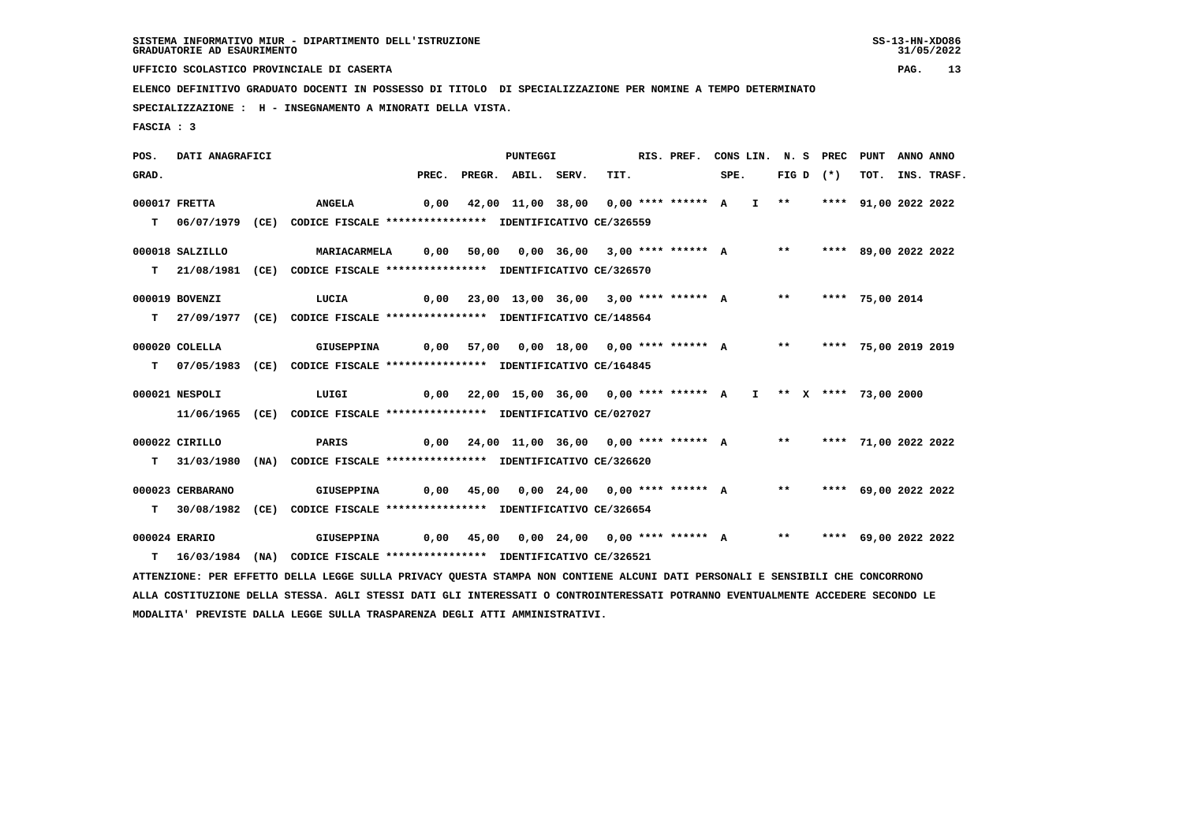SISTEMA INFORMATIVO MIUR - DIPARTIMENTO DELL'ISTRUZIONE
GRADUATORIE AD ESAURIMENTO

UFFICIO SCOLASTICO PROVINCIALE DI CASERTA

ELENCO DEFINITIVO GRADUATO DOCENTI IN POSSESSO DI TITOLO DI SPECIALIZZAZIONE PER NOMINE A TEMPO DETERMINATO

SPECIALIZZAZIONE : H - INSEGNAMENTO A MINORATI DELLA VISTA.

FASCIA : 3

| POS. GRAD. | DATI ANAGRAFICI | | PREC. | PREGR. | ABIL. | SERV. | TIT. | RIS. PREF. | CONS LIN. SPE. | | N. S FIG D | PREC (*) | PUNT TOT. | ANNO INS. | ANNO TRASF. |
|---|---|---|---|---|---|---|---|---|---|---|---|---|---|---|---|
| 000017 | FRETTA | ANGELA | 0,00 | 42,00 | 11,00 | 38,00 | 0,00 | **** ****** | A | I | ** | **** | 91,00 | 2022 | 2022 |
| T | 06/07/1979 (CE) | CODICE FISCALE **************** IDENTIFICATIVO CE/326559 | | | | | | | | | | | | | |
| 000018 | SALZILLO | MARIACARMELA | 0,00 | 50,00 | 0,00 | 36,00 | 3,00 | **** ****** | A | | ** | **** | 89,00 | 2022 | 2022 |
| T | 21/08/1981 (CE) | CODICE FISCALE **************** IDENTIFICATIVO CE/326570 | | | | | | | | | | | | | |
| 000019 | BOVENZI | LUCIA | 0,00 | 23,00 | 13,00 | 36,00 | 3,00 | **** ****** | A | | ** | **** | 75,00 | 2014 | |
| T | 27/09/1977 (CE) | CODICE FISCALE **************** IDENTIFICATIVO CE/148564 | | | | | | | | | | | | | |
| 000020 | COLELLA | GIUSEPPINA | 0,00 | 57,00 | 0,00 | 18,00 | 0,00 | **** ****** | A | | ** | **** | 75,00 | 2019 | 2019 |
| T | 07/05/1983 (CE) | CODICE FISCALE **************** IDENTIFICATIVO CE/164845 | | | | | | | | | | | | | |
| 000021 | NESPOLI | LUIGI | 0,00 | 22,00 | 15,00 | 36,00 | 0,00 | **** ****** | A | I | ** X | **** | 73,00 | 2000 | |
| | 11/06/1965 (CE) | CODICE FISCALE **************** IDENTIFICATIVO CE/027027 | | | | | | | | | | | | | |
| 000022 | CIRILLO | PARIS | 0,00 | 24,00 | 11,00 | 36,00 | 0,00 | **** ****** | A | | ** | **** | 71,00 | 2022 | 2022 |
| T | 31/03/1980 (NA) | CODICE FISCALE **************** IDENTIFICATIVO CE/326620 | | | | | | | | | | | | | |
| 000023 | CERBARANO | GIUSEPPINA | 0,00 | 45,00 | 0,00 | 24,00 | 0,00 | **** ****** | A | | ** | **** | 69,00 | 2022 | 2022 |
| T | 30/08/1982 (CE) | CODICE FISCALE **************** IDENTIFICATIVO CE/326654 | | | | | | | | | | | | | |
| 000024 | ERARIO | GIUSEPPINA | 0,00 | 45,00 | 0,00 | 24,00 | 0,00 | **** ****** | A | | ** | **** | 69,00 | 2022 | 2022 |
| T | 16/03/1984 (NA) | CODICE FISCALE **************** IDENTIFICATIVO CE/326521 | | | | | | | | | | | | | |

ATTENZIONE: PER EFFETTO DELLA LEGGE SULLA PRIVACY QUESTA STAMPA NON CONTIENE ALCUNI DATI PERSONALI E SENSIBILI CHE CONCORRONO ALLA COSTITUZIONE DELLA STESSA. AGLI STESSI DATI GLI INTERESSATI O CONTROINTERESSATI POTRANNO EVENTUALMENTE ACCEDERE SECONDO LE MODALITA' PREVISTE DALLA LEGGE SULLA TRASPARENZA DEGLI ATTI AMMINISTRATIVI.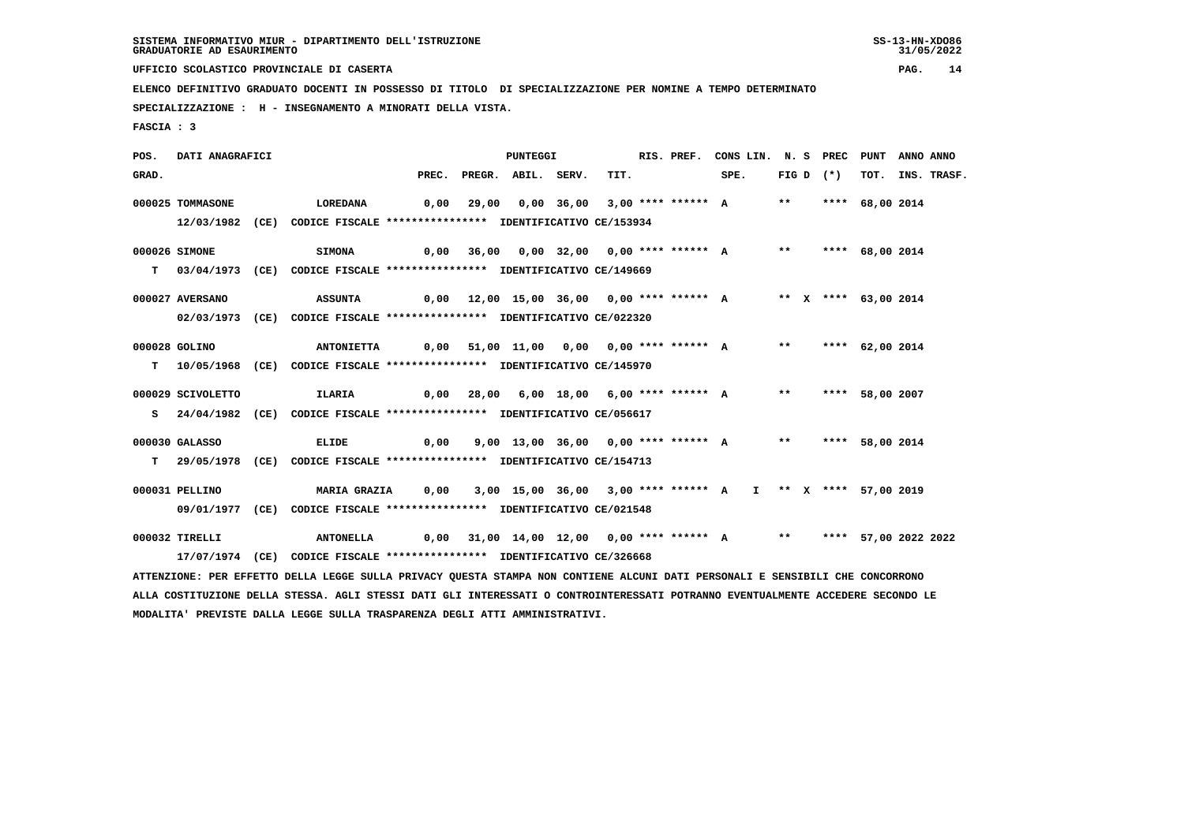SISTEMA INFORMATIVO MIUR - DIPARTIMENTO DELL'ISTRUZIONE
GRADUATORIE AD ESAURIMENTO

UFFICIO SCOLASTICO PROVINCIALE DI CASERTA

ELENCO DEFINITIVO GRADUATO DOCENTI IN POSSESSO DI TITOLO DI SPECIALIZZAZIONE PER NOMINE A TEMPO DETERMINATO

SPECIALIZZAZIONE : H - INSEGNAMENTO A MINORATI DELLA VISTA.

FASCIA : 3

| POS. GRAD. | DATI ANAGRAFICI | | PREC. | PREGR. | ABIL. | SERV. | TIT. | RIS. PREF. | CONS LIN. SPE. | N. S FIG D | PREC (*) | PUNT TOT. | ANNO INS. | ANNO TRASF. |
|---|---|---|---|---|---|---|---|---|---|---|---|---|---|---|
| 000025 | TOMMASONE 12/03/1982 (CE) CODICE FISCALE **************** IDENTIFICATIVO CE/153934 | LOREDANA | 0,00 | 29,00 | 0,00 | 36,00 | 3,00 | **** ****** A | | ** | **** | 68,00 | 2014 | |
| 000026 | SIMONE T 03/04/1973 (CE) CODICE FISCALE **************** IDENTIFICATIVO CE/149669 | SIMONA | 0,00 | 36,00 | 0,00 | 32,00 | 0,00 | **** ****** A | | ** | **** | 68,00 | 2014 | |
| 000027 | AVERSANO 02/03/1973 (CE) CODICE FISCALE **************** IDENTIFICATIVO CE/022320 | ASSUNTA | 0,00 | 12,00 | 15,00 | 36,00 | 0,00 | **** ****** A | | ** X | **** | 63,00 | 2014 | |
| 000028 | GOLINO T 10/05/1968 (CE) CODICE FISCALE **************** IDENTIFICATIVO CE/145970 | ANTONIETTA | 0,00 | 51,00 | 11,00 | 0,00 | 0,00 | **** ****** A | | ** | **** | 62,00 | 2014 | |
| 000029 | SCIVOLETTO S 24/04/1982 (CE) CODICE FISCALE **************** IDENTIFICATIVO CE/056617 | ILARIA | 0,00 | 28,00 | 6,00 | 18,00 | 6,00 | **** ****** A | | ** | **** | 58,00 | 2007 | |
| 000030 | GALASSO T 29/05/1978 (CE) CODICE FISCALE **************** IDENTIFICATIVO CE/154713 | ELIDE | 0,00 | 9,00 | 13,00 | 36,00 | 0,00 | **** ****** A | | ** | **** | 58,00 | 2014 | |
| 000031 | PELLINO 09/01/1977 (CE) CODICE FISCALE **************** IDENTIFICATIVO CE/021548 | MARIA GRAZIA | 0,00 | 3,00 | 15,00 | 36,00 | 3,00 | **** ****** A | I | ** X | **** | 57,00 | 2019 | |
| 000032 | TIRELLI 17/07/1974 (CE) CODICE FISCALE **************** IDENTIFICATIVO CE/326668 | ANTONELLA | 0,00 | 31,00 | 14,00 | 12,00 | 0,00 | **** ****** A | | ** | **** | 57,00 | 2022 | 2022 |

ATTENZIONE: PER EFFETTO DELLA LEGGE SULLA PRIVACY QUESTA STAMPA NON CONTIENE ALCUNI DATI PERSONALI E SENSIBILI CHE CONCORRONO ALLA COSTITUZIONE DELLA STESSA. AGLI STESSI DATI GLI INTERESSATI O CONTROINTERESSATI POTRANNO EVENTUALMENTE ACCEDERE SECONDO LE MODALITA' PREVISTE DALLA LEGGE SULLA TRASPARENZA DEGLI ATTI AMMINISTRATIVI.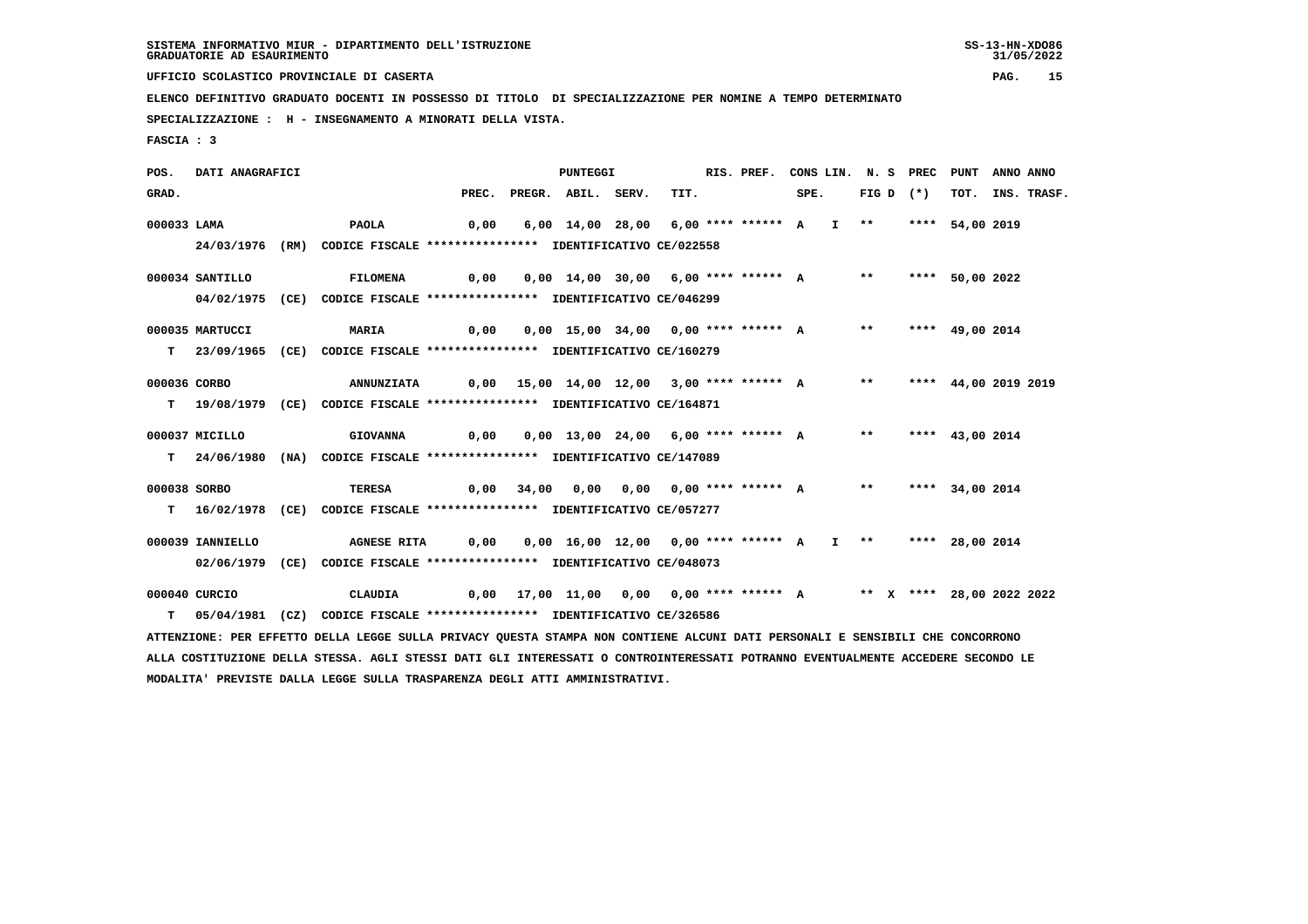SISTEMA INFORMATIVO MIUR - DIPARTIMENTO DELL'ISTRUZIONE
GRADUATORIE AD ESAURIMENTO

UFFICIO SCOLASTICO PROVINCIALE DI CASERTA

ELENCO DEFINITIVO GRADUATO DOCENTI IN POSSESSO DI TITOLO DI SPECIALIZZAZIONE PER NOMINE A TEMPO DETERMINATO

SPECIALIZZAZIONE : H - INSEGNAMENTO A MINORATI DELLA VISTA.

FASCIA : 3

| POS. GRAD. | DATI ANAGRAFICI | | PREC. | PREGR. | ABIL. | SERV. | TIT. | RIS. PREF. | CONS LIN. SPE. | | N. S FIG D | PREC (*) | PUNT TOT. | ANNO INS. | ANNO TRASF. |
|---|---|---|---|---|---|---|---|---|---|---|---|---|---|---|---|
| 000033 | LAMA | PAOLA | 0,00 | 6,00 | 14,00 | 28,00 | 6,00 | **** ****** | A | I | ** | **** | 54,00 | 2019 | |
| | 24/03/1976 (RM) CODICE FISCALE **************** IDENTIFICATIVO CE/022558 | | | | | | | | | | | | | | |
| 000034 | SANTILLO | FILOMENA | 0,00 | 0,00 | 14,00 | 30,00 | 6,00 | **** ****** | A | | ** | **** | 50,00 | 2022 | |
| | 04/02/1975 (CE) CODICE FISCALE **************** IDENTIFICATIVO CE/046299 | | | | | | | | | | | | | | |
| 000035 | MARTUCCI | MARIA | 0,00 | 0,00 | 15,00 | 34,00 | 0,00 | **** ****** | A | | ** | **** | 49,00 | 2014 | |
| T | 23/09/1965 (CE) CODICE FISCALE **************** IDENTIFICATIVO CE/160279 | | | | | | | | | | | | | | |
| 000036 | CORBO | ANNUNZIATA | 0,00 | 15,00 | 14,00 | 12,00 | 3,00 | **** ****** | A | | ** | **** | 44,00 | 2019 | 2019 |
| T | 19/08/1979 (CE) CODICE FISCALE **************** IDENTIFICATIVO CE/164871 | | | | | | | | | | | | | | |
| 000037 | MICILLO | GIOVANNA | 0,00 | 0,00 | 13,00 | 24,00 | 6,00 | **** ****** | A | | ** | **** | 43,00 | 2014 | |
| T | 24/06/1980 (NA) CODICE FISCALE **************** IDENTIFICATIVO CE/147089 | | | | | | | | | | | | | | |
| 000038 | SORBO | TERESA | 0,00 | 34,00 | 0,00 | 0,00 | 0,00 | **** ****** | A | | ** | **** | 34,00 | 2014 | |
| T | 16/02/1978 (CE) CODICE FISCALE **************** IDENTIFICATIVO CE/057277 | | | | | | | | | | | | | | |
| 000039 | IANNIELLO | AGNESE RITA | 0,00 | 0,00 | 16,00 | 12,00 | 0,00 | **** ****** | A | I | ** | **** | 28,00 | 2014 | |
| | 02/06/1979 (CE) CODICE FISCALE **************** IDENTIFICATIVO CE/048073 | | | | | | | | | | | | | | |
| 000040 | CURCIO | CLAUDIA | 0,00 | 17,00 | 11,00 | 0,00 | 0,00 | **** ****** | A | | ** X | **** | 28,00 | 2022 | 2022 |
| T | 05/04/1981 (CZ) CODICE FISCALE **************** IDENTIFICATIVO CE/326586 | | | | | | | | | | | | | | |

ATTENZIONE: PER EFFETTO DELLA LEGGE SULLA PRIVACY QUESTA STAMPA NON CONTIENE ALCUNI DATI PERSONALI E SENSIBILI CHE CONCORRONO ALLA COSTITUZIONE DELLA STESSA. AGLI STESSI DATI GLI INTERESSATI O CONTROINTERESSATI POTRANNO EVENTUALMENTE ACCEDERE SECONDO LE MODALITA' PREVISTE DALLA LEGGE SULLA TRASPARENZA DEGLI ATTI AMMINISTRATIVI.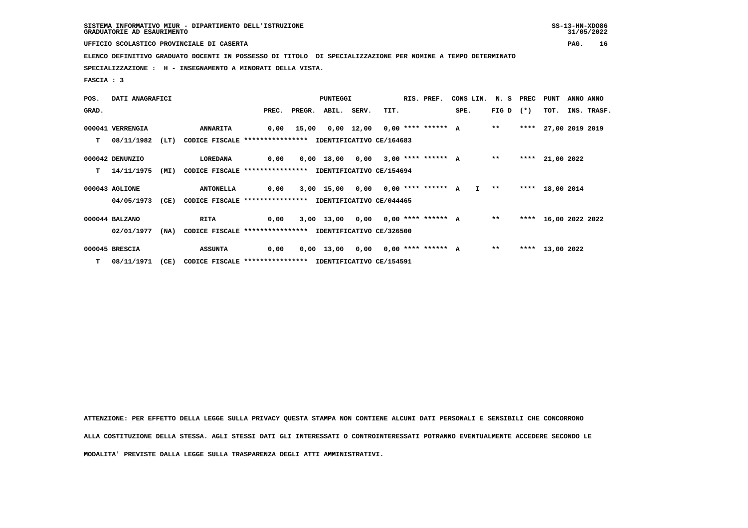SISTEMA INFORMATIVO MIUR - DIPARTIMENTO DELL'ISTRUZIONE
GRADUATORIE AD ESAURIMENTO

UFFICIO SCOLASTICO PROVINCIALE DI CASERTA

ELENCO DEFINITIVO GRADUATO DOCENTI IN POSSESSO DI TITOLO DI SPECIALIZZAZIONE PER NOMINE A TEMPO DETERMINATO

SPECIALIZZAZIONE : H - INSEGNAMENTO A MINORATI DELLA VISTA.

FASCIA : 3

| POS. GRAD. | DATI ANAGRAFICI | | | PREC. | PREGR. | ABIL. | SERV. | TIT. | RIS. PREF. | CONS LIN. SPE. | N. S FIG D | PREC (*) | PUNT TOT. | ANNO INS. | ANNO TRASF. |
|---|---|---|---|---|---|---|---|---|---|---|---|---|---|---|---|
| 000041 | VERRENGIA | ANNARITA | | 0,00 | 15,00 | 0,00 | 12,00 | 0,00 | **** ****** | A | ** | **** | 27,00 | 2019 | 2019 |
| T | 08/11/1982 (LT) | CODICE FISCALE **************** | IDENTIFICATIVO CE/164683 | | | | | | | | | | | | |
| 000042 | DENUNZIO | LOREDANA | | 0,00 | 0,00 | 18,00 | 0,00 | 3,00 | **** ****** | A | ** | **** | 21,00 | 2022 | |
| T | 14/11/1975 (MI) | CODICE FISCALE **************** | IDENTIFICATIVO CE/154694 | | | | | | | | | | | | |
| 000043 | AGLIONE | ANTONELLA | | 0,00 | 3,00 | 15,00 | 0,00 | 0,00 | **** ****** | A I | ** | **** | 18,00 | 2014 | |
| | 04/05/1973 (CE) | CODICE FISCALE **************** | IDENTIFICATIVO CE/044465 | | | | | | | | | | | | |
| 000044 | BALZANO | RITA | | 0,00 | 3,00 | 13,00 | 0,00 | 0,00 | **** ****** | A | ** | **** | 16,00 | 2022 | 2022 |
| | 02/01/1977 (NA) | CODICE FISCALE **************** | IDENTIFICATIVO CE/326500 | | | | | | | | | | | | |
| 000045 | BRESCIA | ASSUNTA | | 0,00 | 0,00 | 13,00 | 0,00 | 0,00 | **** ****** | A | ** | **** | 13,00 | 2022 | |
| T | 08/11/1971 (CE) | CODICE FISCALE **************** | IDENTIFICATIVO CE/154591 | | | | | | | | | | | | |

ATTENZIONE: PER EFFETTO DELLA LEGGE SULLA PRIVACY QUESTA STAMPA NON CONTIENE ALCUNI DATI PERSONALI E SENSIBILI CHE CONCORRONO ALLA COSTITUZIONE DELLA STESSA. AGLI STESSI DATI GLI INTERESSATI O CONTROINTERESSATI POTRANNO EVENTUALMENTE ACCEDERE SECONDO LE MODALITA' PREVISTE DALLA LEGGE SULLA TRASPARENZA DEGLI ATTI AMMINISTRATIVI.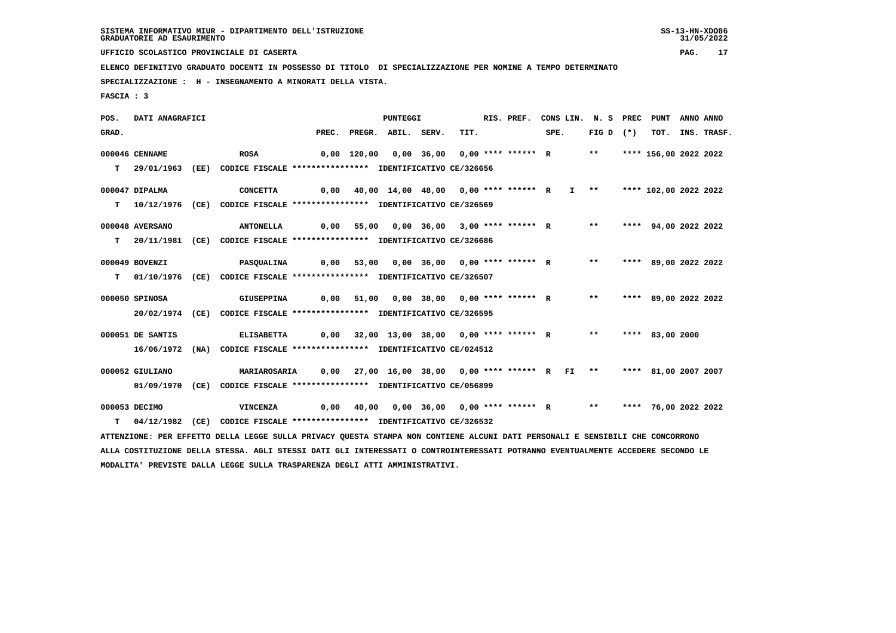SISTEMA INFORMATIVO MIUR - DIPARTIMENTO DELL'ISTRUZIONE
GRADUATORIE AD ESAURIMENTO

UFFICIO SCOLASTICO PROVINCIALE DI CASERTA

ELENCO DEFINITIVO GRADUATO DOCENTI IN POSSESSO DI TITOLO DI SPECIALIZZAZIONE PER NOMINE A TEMPO DETERMINATO

SPECIALIZZAZIONE : H - INSEGNAMENTO A MINORATI DELLA VISTA.

FASCIA : 3

| POS. GRAD. | DATI ANAGRAFICI | | PREC. | PREGR. | ABIL. | SERV. | TIT. | RIS. PREF. | CONS SPE. | LIN. | N. S FIG D | PREC (*) | PUNT TOT. | ANNO INS. | ANNO TRASF. |
|---|---|---|---|---|---|---|---|---|---|---|---|---|---|---|---|
| 000046 | CENNAME | ROSA | 0,00 | 120,00 | 0,00 | 36,00 | 0,00 | **** ****** | R | | ** | **** | 156,00 | 2022 | 2022 |
| T | 29/01/1963 (EE) CODICE FISCALE **************** IDENTIFICATIVO CE/326656 | | | | | | | | | | | | | | |
| 000047 | DIPALMA | CONCETTA | 0,00 | 40,00 | 14,00 | 48,00 | 0,00 | **** ****** | R | I | ** | **** | 102,00 | 2022 | 2022 |
| T | 10/12/1976 (CE) CODICE FISCALE **************** IDENTIFICATIVO CE/326569 | | | | | | | | | | | | | | |
| 000048 | AVERSANO | ANTONELLA | 0,00 | 55,00 | 0,00 | 36,00 | 3,00 | **** ****** | R | | ** | **** | 94,00 | 2022 | 2022 |
| T | 20/11/1981 (CE) CODICE FISCALE **************** IDENTIFICATIVO CE/326686 | | | | | | | | | | | | | | |
| 000049 | BOVENZI | PASQUALINA | 0,00 | 53,00 | 0,00 | 36,00 | 0,00 | **** ****** | R | | ** | **** | 89,00 | 2022 | 2022 |
| T | 01/10/1976 (CE) CODICE FISCALE **************** IDENTIFICATIVO CE/326507 | | | | | | | | | | | | | | |
| 000050 | SPINOSA | GIUSEPPINA | 0,00 | 51,00 | 0,00 | 38,00 | 0,00 | **** ****** | R | | ** | **** | 89,00 | 2022 | 2022 |
| | 20/02/1974 (CE) CODICE FISCALE **************** IDENTIFICATIVO CE/326595 | | | | | | | | | | | | | | |
| 000051 | DE SANTIS | ELISABETTA | 0,00 | 32,00 | 13,00 | 38,00 | 0,00 | **** ****** | R | | ** | **** | 83,00 | 2000 | |
| | 16/06/1972 (NA) CODICE FISCALE **************** IDENTIFICATIVO CE/024512 | | | | | | | | | | | | | | |
| 000052 | GIULIANO | MARIAROSARIA | 0,00 | 27,00 | 16,00 | 38,00 | 0,00 | **** ****** | R | FI | ** | **** | 81,00 | 2007 | 2007 |
| | 01/09/1970 (CE) CODICE FISCALE **************** IDENTIFICATIVO CE/056899 | | | | | | | | | | | | | | |
| 000053 | DECIMO | VINCENZA | 0,00 | 40,00 | 0,00 | 36,00 | 0,00 | **** ****** | R | | ** | **** | 76,00 | 2022 | 2022 |
| T | 04/12/1982 (CE) CODICE FISCALE **************** IDENTIFICATIVO CE/326532 | | | | | | | | | | | | | | |

ATTENZIONE: PER EFFETTO DELLA LEGGE SULLA PRIVACY QUESTA STAMPA NON CONTIENE ALCUNI DATI PERSONALI E SENSIBILI CHE CONCORRONO ALLA COSTITUZIONE DELLA STESSA. AGLI STESSI DATI GLI INTERESSATI O CONTROINTERESSATI POTRANNO EVENTUALMENTE ACCEDERE SECONDO LE MODALITA' PREVISTE DALLA LEGGE SULLA TRASPARENZA DEGLI ATTI AMMINISTRATIVI.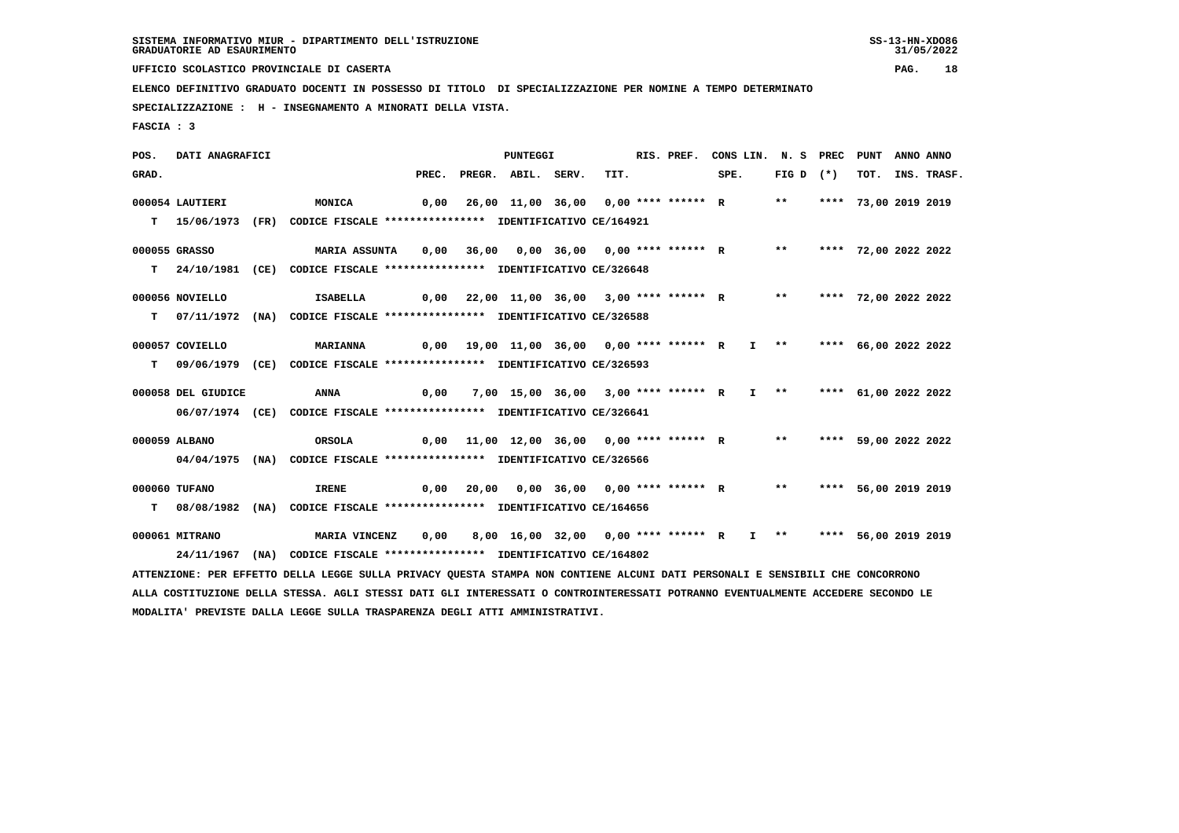SISTEMA INFORMATIVO MIUR - DIPARTIMENTO DELL'ISTRUZIONE
GRADUATORIE AD ESAURIMENTO

UFFICIO SCOLASTICO PROVINCIALE DI CASERTA

ELENCO DEFINITIVO GRADUATO DOCENTI IN POSSESSO DI TITOLO DI SPECIALIZZAZIONE PER NOMINE A TEMPO DETERMINATO

SPECIALIZZAZIONE : H - INSEGNAMENTO A MINORATI DELLA VISTA.

FASCIA : 3

| POS. GRAD. | DATI ANAGRAFICI | | PREC. | PREGR. | ABIL. | SERV. | TIT. | RIS. PREF. | CONS LIN. SPE. | N. S FIG D | PREC (*) | PUNT TOT. | ANNO INS. | ANNO TRASF. |
|---|---|---|---|---|---|---|---|---|---|---|---|---|---|---|
| 000054 | LAUTIERI | MONICA | 0,00 | 26,00 | 11,00 | 36,00 | 0,00 | **** ****** R | | ** | **** | 73,00 | 2019 | 2019 |
| T | 15/06/1973 (FR) CODICE FISCALE **************** IDENTIFICATIVO CE/164921 | | | | | | | | | | | | | |
| 000055 | GRASSO | MARIA ASSUNTA | 0,00 | 36,00 | 0,00 | 36,00 | 0,00 | **** ****** R | | ** | **** | 72,00 | 2022 | 2022 |
| T | 24/10/1981 (CE) CODICE FISCALE **************** IDENTIFICATIVO CE/326648 | | | | | | | | | | | | | |
| 000056 | NOVIELLO | ISABELLA | 0,00 | 22,00 | 11,00 | 36,00 | 3,00 | **** ****** R | | ** | **** | 72,00 | 2022 | 2022 |
| T | 07/11/1972 (NA) CODICE FISCALE **************** IDENTIFICATIVO CE/326588 | | | | | | | | | | | | | |
| 000057 | COVIELLO | MARIANNA | 0,00 | 19,00 | 11,00 | 36,00 | 0,00 | **** ****** R | I | ** | **** | 66,00 | 2022 | 2022 |
| T | 09/06/1979 (CE) CODICE FISCALE **************** IDENTIFICATIVO CE/326593 | | | | | | | | | | | | | |
| 000058 | DEL GIUDICE | ANNA | 0,00 | 7,00 | 15,00 | 36,00 | 3,00 | **** ****** R | I | ** | **** | 61,00 | 2022 | 2022 |
| | 06/07/1974 (CE) CODICE FISCALE **************** IDENTIFICATIVO CE/326641 | | | | | | | | | | | | | |
| 000059 | ALBANO | ORSOLA | 0,00 | 11,00 | 12,00 | 36,00 | 0,00 | **** ****** R | | ** | **** | 59,00 | 2022 | 2022 |
| | 04/04/1975 (NA) CODICE FISCALE **************** IDENTIFICATIVO CE/326566 | | | | | | | | | | | | | |
| 000060 | TUFANO | IRENE | 0,00 | 20,00 | 0,00 | 36,00 | 0,00 | **** ****** R | | ** | **** | 56,00 | 2019 | 2019 |
| T | 08/08/1982 (NA) CODICE FISCALE **************** IDENTIFICATIVO CE/164656 | | | | | | | | | | | | | |
| 000061 | MITRANO | MARIA VINCENZ | 0,00 | 8,00 | 16,00 | 32,00 | 0,00 | **** ****** R | I | ** | **** | 56,00 | 2019 | 2019 |
| | 24/11/1967 (NA) CODICE FISCALE **************** IDENTIFICATIVO CE/164802 | | | | | | | | | | | | | |

ATTENZIONE: PER EFFETTO DELLA LEGGE SULLA PRIVACY QUESTA STAMPA NON CONTIENE ALCUNI DATI PERSONALI E SENSIBILI CHE CONCORRONO ALLA COSTITUZIONE DELLA STESSA. AGLI STESSI DATI GLI INTERESSATI O CONTROINTERESSATI POTRANNO EVENTUALMENTE ACCEDERE SECONDO LE MODALITA' PREVISTE DALLA LEGGE SULLA TRASPARENZA DEGLI ATTI AMMINISTRATIVI.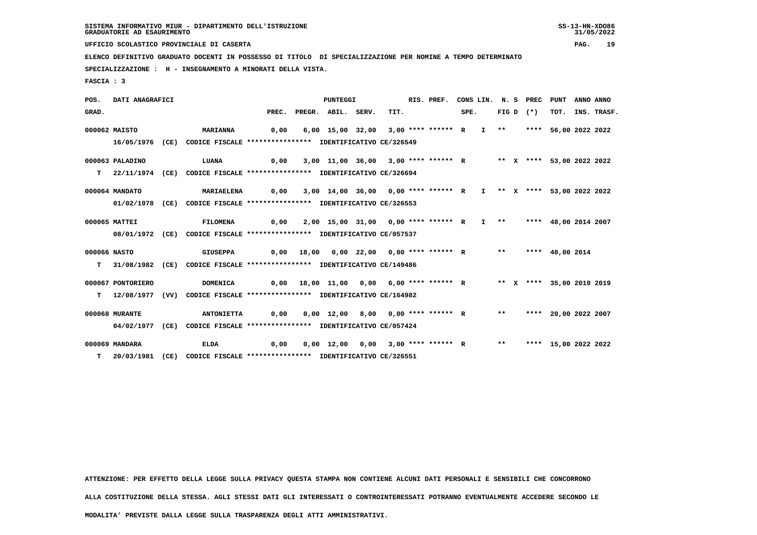SISTEMA INFORMATIVO MIUR - DIPARTIMENTO DELL'ISTRUZIONE
GRADUATORIE AD ESAURIMENTO

UFFICIO SCOLASTICO PROVINCIALE DI CASERTA

ELENCO DEFINITIVO GRADUATO DOCENTI IN POSSESSO DI TITOLO DI SPECIALIZZAZIONE PER NOMINE A TEMPO DETERMINATO

SPECIALIZZAZIONE : H - INSEGNAMENTO A MINORATI DELLA VISTA.

FASCIA : 3

| POS. GRAD. | DATI ANAGRAFICI | | PREC. | PREGR. | ABIL. | SERV. | TIT. | RIS. PREF. | CONS LIN. SPE. | N. S FIG D | PREC (*) | PUNT TOT. | ANNO INS. | ANNO TRASF. |
|---|---|---|---|---|---|---|---|---|---|---|---|---|---|---|
| 000062 | MAISTO | MARIANNA | 0,00 | 6,00 | 15,00 | 32,00 | 3,00 | **** ****** R | I | ** | **** | 56,00 | 2022 | 2022 |
| | 16/05/1976 (CE) CODICE FISCALE **************** IDENTIFICATIVO CE/326549 | | | | | | | | | | | | | |
| 000063 | PALADINO | LUANA | 0,00 | 3,00 | 11,00 | 36,00 | 3,00 | **** ****** R | | ** X | **** | 53,00 | 2022 | 2022 |
| T | 22/11/1974 (CE) CODICE FISCALE **************** IDENTIFICATIVO CE/326694 | | | | | | | | | | | | | |
| 000064 | MANDATO | MARIAELENA | 0,00 | 3,00 | 14,00 | 36,00 | 0,00 | **** ****** R | I | ** X | **** | 53,00 | 2022 | 2022 |
| | 01/02/1978 (CE) CODICE FISCALE **************** IDENTIFICATIVO CE/326553 | | | | | | | | | | | | | |
| 000065 | MATTEI | FILOMENA | 0,00 | 2,00 | 15,00 | 31,00 | 0,00 | **** ****** R | I | ** | **** | 48,00 | 2014 | 2007 |
| | 08/01/1972 (CE) CODICE FISCALE **************** IDENTIFICATIVO CE/057537 | | | | | | | | | | | | | |
| 000066 | NASTO | GIUSEPPA | 0,00 | 18,00 | 0,00 | 22,00 | 0,00 | **** ****** R | | ** | **** | 40,00 | 2014 | |
| T | 31/08/1982 (CE) CODICE FISCALE **************** IDENTIFICATIVO CE/149486 | | | | | | | | | | | | | |
| 000067 | PONTORIERO | DOMENICA | 0,00 | 18,00 | 11,00 | 0,00 | 6,00 | **** ****** R | | ** X | **** | 35,00 | 2019 | 2019 |
| T | 12/08/1977 (VV) CODICE FISCALE **************** IDENTIFICATIVO CE/164982 | | | | | | | | | | | | | |
| 000068 | MURANTE | ANTONIETTA | 0,00 | 0,00 | 12,00 | 8,00 | 0,00 | **** ****** R | | ** | **** | 20,00 | 2022 | 2007 |
| | 04/02/1977 (CE) CODICE FISCALE **************** IDENTIFICATIVO CE/057424 | | | | | | | | | | | | | |
| 000069 | MANDARA | ELDA | 0,00 | 0,00 | 12,00 | 0,00 | 3,00 | **** ****** R | | ** | **** | 15,00 | 2022 | 2022 |
| T | 20/03/1981 (CE) CODICE FISCALE **************** IDENTIFICATIVO CE/326551 | | | | | | | | | | | | | |

ATTENZIONE: PER EFFETTO DELLA LEGGE SULLA PRIVACY QUESTA STAMPA NON CONTIENE ALCUNI DATI PERSONALI E SENSIBILI CHE CONCORRONO ALLA COSTITUZIONE DELLA STESSA. AGLI STESSI DATI GLI INTERESSATI O CONTROINTERESSATI POTRANNO EVENTUALMENTE ACCEDERE SECONDO LE MODALITA' PREVISTE DALLA LEGGE SULLA TRASPARENZA DEGLI ATTI AMMINISTRATIVI.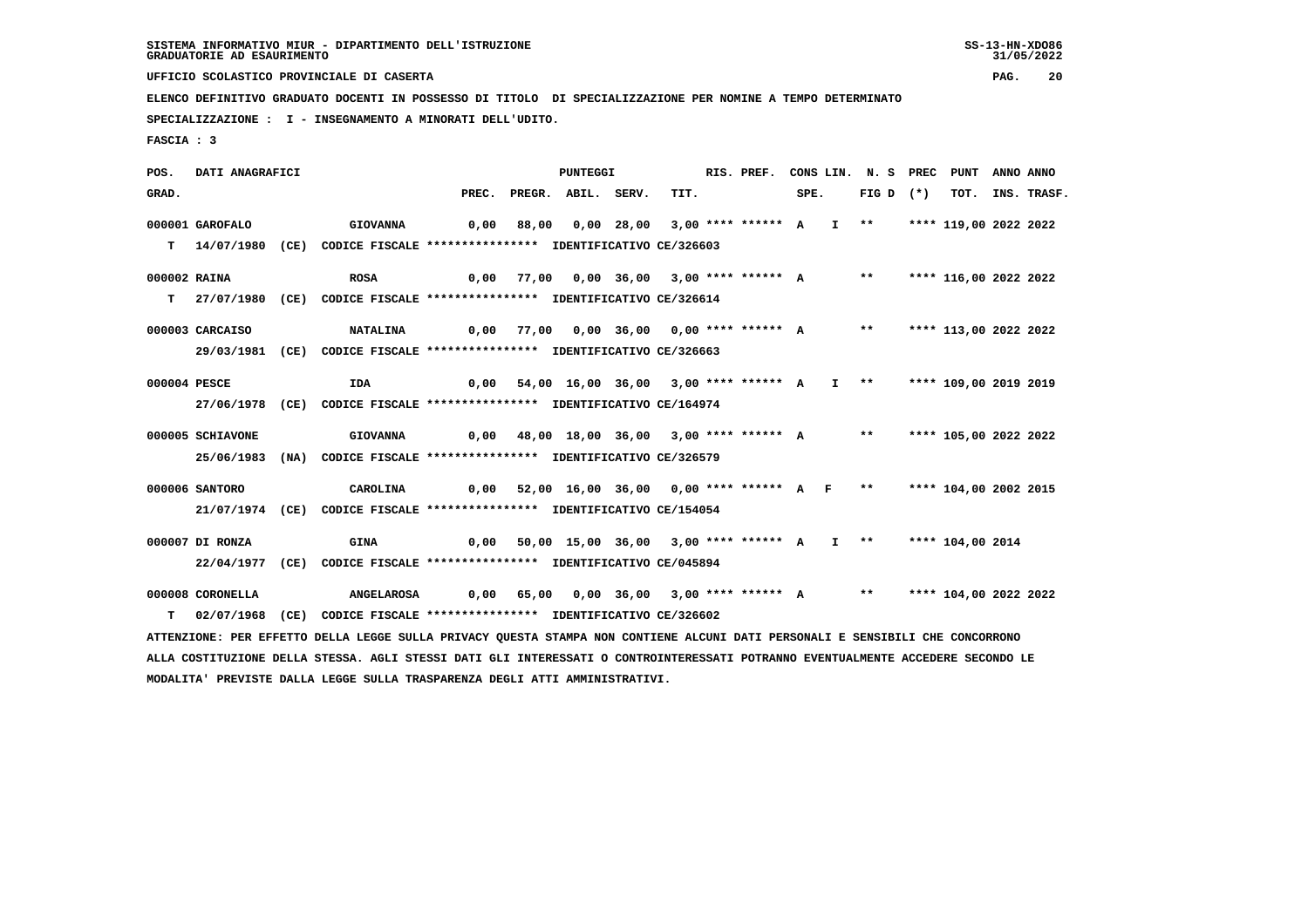SISTEMA INFORMATIVO MIUR - DIPARTIMENTO DELL'ISTRUZIONE
GRADUATORIE AD ESAURIMENTO

UFFICIO SCOLASTICO PROVINCIALE DI CASERTA

ELENCO DEFINITIVO GRADUATO DOCENTI IN POSSESSO DI TITOLO DI SPECIALIZZAZIONE PER NOMINE A TEMPO DETERMINATO

SPECIALIZZAZIONE : I - INSEGNAMENTO A MINORATI DELL'UDITO.

FASCIA : 3

| POS. GRAD. | DATI ANAGRAFICI | | PREC. | PREGR. | ABIL. | SERV. | TIT. | RIS. PREF. | CONS SPE. | LIN. | N. S FIG D | PREC (*) | PUNT TOT. | ANNO INS. | ANNO TRASF. |
|---|---|---|---|---|---|---|---|---|---|---|---|---|---|---|---|
| 000001 | GAROFALO | GIOVANNA | 0,00 | 88,00 | 0,00 | 28,00 | 3,00 | **** ****** | A | I | ** | **** | 119,00 | 2022 | 2022 |
| T | 14/07/1980 (CE) | CODICE FISCALE **************** IDENTIFICATIVO CE/326603 | | | | | | | | | | | | | |
| 000002 | RAINA | ROSA | 0,00 | 77,00 | 0,00 | 36,00 | 3,00 | **** ****** | A | | ** | **** | 116,00 | 2022 | 2022 |
| T | 27/07/1980 (CE) | CODICE FISCALE **************** IDENTIFICATIVO CE/326614 | | | | | | | | | | | | | |
| 000003 | CARCAISO | NATALINA | 0,00 | 77,00 | 0,00 | 36,00 | 0,00 | **** ****** | A | | ** | **** | 113,00 | 2022 | 2022 |
| | 29/03/1981 (CE) | CODICE FISCALE **************** IDENTIFICATIVO CE/326663 | | | | | | | | | | | | | |
| 000004 | PESCE | IDA | 0,00 | 54,00 | 16,00 | 36,00 | 3,00 | **** ****** | A | I | ** | **** | 109,00 | 2019 | 2019 |
| | 27/06/1978 (CE) | CODICE FISCALE **************** IDENTIFICATIVO CE/164974 | | | | | | | | | | | | | |
| 000005 | SCHIAVONE | GIOVANNA | 0,00 | 48,00 | 18,00 | 36,00 | 3,00 | **** ****** | A | | ** | **** | 105,00 | 2022 | 2022 |
| | 25/06/1983 (NA) | CODICE FISCALE **************** IDENTIFICATIVO CE/326579 | | | | | | | | | | | | | |
| 000006 | SANTORO | CAROLINA | 0,00 | 52,00 | 16,00 | 36,00 | 0,00 | **** ****** | A | F | ** | **** | 104,00 | 2002 | 2015 |
| | 21/07/1974 (CE) | CODICE FISCALE **************** IDENTIFICATIVO CE/154054 | | | | | | | | | | | | | |
| 000007 | DI RONZA | GINA | 0,00 | 50,00 | 15,00 | 36,00 | 3,00 | **** ****** | A | I | ** | **** | 104,00 | 2014 | |
| | 22/04/1977 (CE) | CODICE FISCALE **************** IDENTIFICATIVO CE/045894 | | | | | | | | | | | | | |
| 000008 | CORONELLA | ANGELAROSA | 0,00 | 65,00 | 0,00 | 36,00 | 3,00 | **** ****** | A | | ** | **** | 104,00 | 2022 | 2022 |
| T | 02/07/1968 (CE) | CODICE FISCALE **************** IDENTIFICATIVO CE/326602 | | | | | | | | | | | | | |

ATTENZIONE: PER EFFETTO DELLA LEGGE SULLA PRIVACY QUESTA STAMPA NON CONTIENE ALCUNI DATI PERSONALI E SENSIBILI CHE CONCORRONO ALLA COSTITUZIONE DELLA STESSA. AGLI STESSI DATI GLI INTERESSATI O CONTROINTERESSATI POTRANNO EVENTUALMENTE ACCEDERE SECONDO LE MODALITA' PREVISTE DALLA LEGGE SULLA TRASPARENZA DEGLI ATTI AMMINISTRATIVI.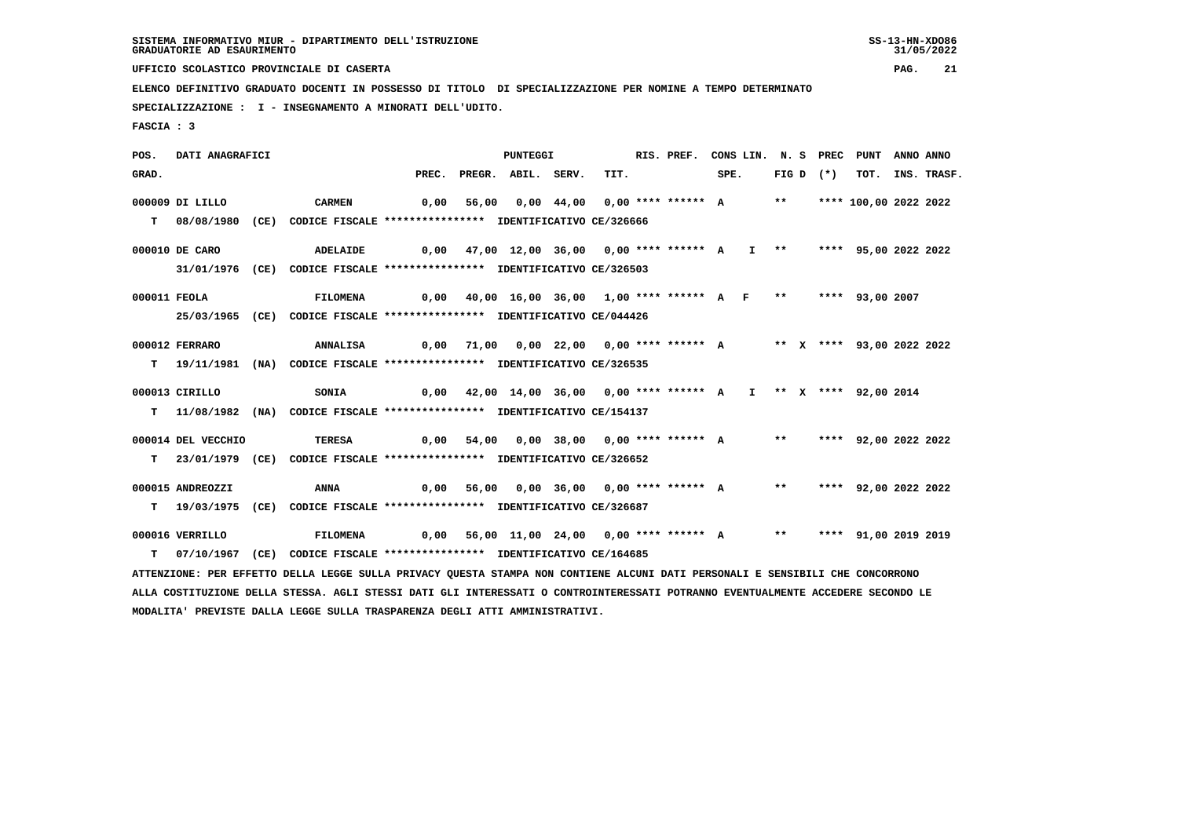SISTEMA INFORMATIVO MIUR - DIPARTIMENTO DELL'ISTRUZIONE
GRADUATORIE AD ESAURIMENTO

UFFICIO SCOLASTICO PROVINCIALE DI CASERTA

ELENCO DEFINITIVO GRADUATO DOCENTI IN POSSESSO DI TITOLO DI SPECIALIZZAZIONE PER NOMINE A TEMPO DETERMINATO

SPECIALIZZAZIONE : I - INSEGNAMENTO A MINORATI DELL'UDITO.

FASCIA : 3

| POS. GRAD. | DATI ANAGRAFICI | | PREC. | PREGR. | ABIL. | SERV. | TIT. | RIS. PREF. | CONS LIN. SPE. | | N. S FIG D | PREC (*) | PUNT TOT. | ANNO INS. | ANNO TRASF. |
|---|---|---|---|---|---|---|---|---|---|---|---|---|---|---|---|
| 000009 | DI LILLO | CARMEN | 0,00 | 56,00 | 0,00 | 44,00 | 0,00 | **** ****** | A | | ** | **** | 100,00 | 2022 | 2022 |
| T | 08/08/1980 (CE) CODICE FISCALE **************** IDENTIFICATIVO CE/326666 | | | | | | | | | | | | | | |
| 000010 | DE CARO | ADELAIDE | 0,00 | 47,00 | 12,00 | 36,00 | 0,00 | **** ****** | A | I | ** | **** | 95,00 | 2022 | 2022 |
| | 31/01/1976 (CE) CODICE FISCALE **************** IDENTIFICATIVO CE/326503 | | | | | | | | | | | | | | |
| 000011 | FEOLA | FILOMENA | 0,00 | 40,00 | 16,00 | 36,00 | 1,00 | **** ****** | A | F | ** | **** | 93,00 | 2007 | |
| | 25/03/1965 (CE) CODICE FISCALE **************** IDENTIFICATIVO CE/044426 | | | | | | | | | | | | | | |
| 000012 | FERRARO | ANNALISA | 0,00 | 71,00 | 0,00 | 22,00 | 0,00 | **** ****** | A | | ** X | **** | 93,00 | 2022 | 2022 |
| T | 19/11/1981 (NA) CODICE FISCALE **************** IDENTIFICATIVO CE/326535 | | | | | | | | | | | | | | |
| 000013 | CIRILLO | SONIA | 0,00 | 42,00 | 14,00 | 36,00 | 0,00 | **** ****** | A | I | ** X | **** | 92,00 | 2014 | |
| T | 11/08/1982 (NA) CODICE FISCALE **************** IDENTIFICATIVO CE/154137 | | | | | | | | | | | | | | |
| 000014 | DEL VECCHIO | TERESA | 0,00 | 54,00 | 0,00 | 38,00 | 0,00 | **** ****** | A | | ** | **** | 92,00 | 2022 | 2022 |
| T | 23/01/1979 (CE) CODICE FISCALE **************** IDENTIFICATIVO CE/326652 | | | | | | | | | | | | | | |
| 000015 | ANDREOZZI | ANNA | 0,00 | 56,00 | 0,00 | 36,00 | 0,00 | **** ****** | A | | ** | **** | 92,00 | 2022 | 2022 |
| T | 19/03/1975 (CE) CODICE FISCALE **************** IDENTIFICATIVO CE/326687 | | | | | | | | | | | | | | |
| 000016 | VERRILLO | FILOMENA | 0,00 | 56,00 | 11,00 | 24,00 | 0,00 | **** ****** | A | | ** | **** | 91,00 | 2019 | 2019 |
| T | 07/10/1967 (CE) CODICE FISCALE **************** IDENTIFICATIVO CE/164685 | | | | | | | | | | | | | | |

ATTENZIONE: PER EFFETTO DELLA LEGGE SULLA PRIVACY QUESTA STAMPA NON CONTIENE ALCUNI DATI PERSONALI E SENSIBILI CHE CONCORRONO ALLA COSTITUZIONE DELLA STESSA. AGLI STESSI DATI GLI INTERESSATI O CONTROINTERESSATI POTRANNO EVENTUALMENTE ACCEDERE SECONDO LE MODALITA' PREVISTE DALLA LEGGE SULLA TRASPARENZA DEGLI ATTI AMMINISTRATIVI.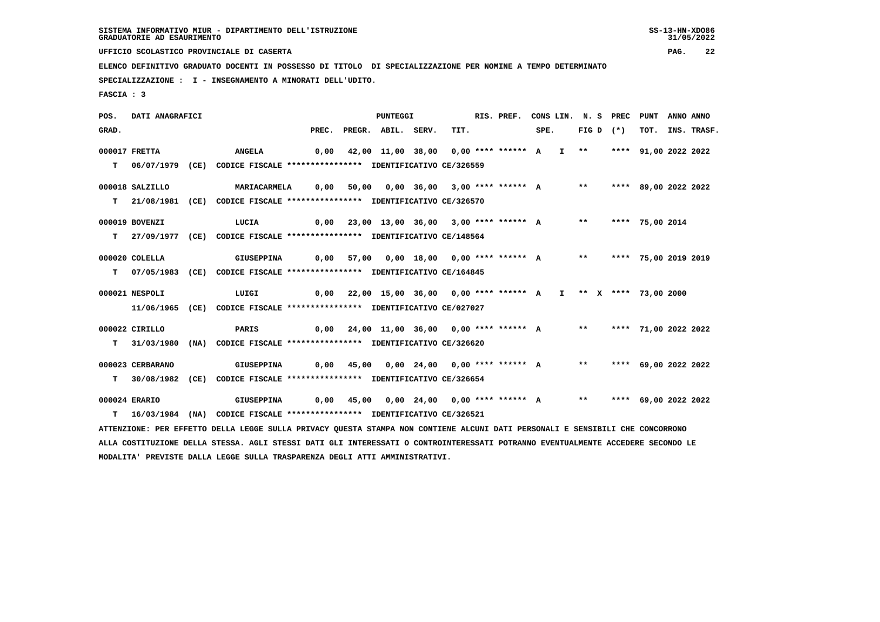SISTEMA INFORMATIVO MIUR - DIPARTIMENTO DELL'ISTRUZIONE
GRADUATORIE AD ESAURIMENTO

UFFICIO SCOLASTICO PROVINCIALE DI CASERTA

ELENCO DEFINITIVO GRADUATO DOCENTI IN POSSESSO DI TITOLO DI SPECIALIZZAZIONE PER NOMINE A TEMPO DETERMINATO

SPECIALIZZAZIONE : I - INSEGNAMENTO A MINORATI DELL'UDITO.

FASCIA : 3

| POS. GRAD. | DATI ANAGRAFICI | | PREC. | PREGR. | ABIL. | SERV. | TIT. | RIS. PREF. | CONS LIN. SPE. | | N. S FIG D | PREC (*) | PUNT TOT. | ANNO INS. | ANNO TRASF. |
|---|---|---|---|---|---|---|---|---|---|---|---|---|---|---|---|
| 000017 | FRETTA | ANGELA | 0,00 | 42,00 | 11,00 | 38,00 | 0,00 | **** ****** | A | I | ** | **** | 91,00 | 2022 | 2022 |
| T | 06/07/1979 (CE) | CODICE FISCALE **************** IDENTIFICATIVO CE/326559 | | | | | | | | | | | | | |
| 000018 | SALZILLO | MARIACARMELA | 0,00 | 50,00 | 0,00 | 36,00 | 3,00 | **** ****** | A | | ** | **** | 89,00 | 2022 | 2022 |
| T | 21/08/1981 (CE) | CODICE FISCALE **************** IDENTIFICATIVO CE/326570 | | | | | | | | | | | | | |
| 000019 | BOVENZI | LUCIA | 0,00 | 23,00 | 13,00 | 36,00 | 3,00 | **** ****** | A | | ** | **** | 75,00 | 2014 | |
| T | 27/09/1977 (CE) | CODICE FISCALE **************** IDENTIFICATIVO CE/148564 | | | | | | | | | | | | | |
| 000020 | COLELLA | GIUSEPPINA | 0,00 | 57,00 | 0,00 | 18,00 | 0,00 | **** ****** | A | | ** | **** | 75,00 | 2019 | 2019 |
| T | 07/05/1983 (CE) | CODICE FISCALE **************** IDENTIFICATIVO CE/164845 | | | | | | | | | | | | | |
| 000021 | NESPOLI | LUIGI | 0,00 | 22,00 | 15,00 | 36,00 | 0,00 | **** ****** | A | I | ** X | **** | 73,00 | 2000 | |
| | 11/06/1965 (CE) | CODICE FISCALE **************** IDENTIFICATIVO CE/027027 | | | | | | | | | | | | | |
| 000022 | CIRILLO | PARIS | 0,00 | 24,00 | 11,00 | 36,00 | 0,00 | **** ****** | A | | ** | **** | 71,00 | 2022 | 2022 |
| T | 31/03/1980 (NA) | CODICE FISCALE **************** IDENTIFICATIVO CE/326620 | | | | | | | | | | | | | |
| 000023 | CERBARANO | GIUSEPPINA | 0,00 | 45,00 | 0,00 | 24,00 | 0,00 | **** ****** | A | | ** | **** | 69,00 | 2022 | 2022 |
| T | 30/08/1982 (CE) | CODICE FISCALE **************** IDENTIFICATIVO CE/326654 | | | | | | | | | | | | | |
| 000024 | ERARIO | GIUSEPPINA | 0,00 | 45,00 | 0,00 | 24,00 | 0,00 | **** ****** | A | | ** | **** | 69,00 | 2022 | 2022 |
| T | 16/03/1984 (NA) | CODICE FISCALE **************** IDENTIFICATIVO CE/326521 | | | | | | | | | | | | | |

ATTENZIONE: PER EFFETTO DELLA LEGGE SULLA PRIVACY QUESTA STAMPA NON CONTIENE ALCUNI DATI PERSONALI E SENSIBILI CHE CONCORRONO ALLA COSTITUZIONE DELLA STESSA. AGLI STESSI DATI GLI INTERESSATI O CONTROINTERESSATI POTRANNO EVENTUALMENTE ACCEDERE SECONDO LE MODALITA' PREVISTE DALLA LEGGE SULLA TRASPARENZA DEGLI ATTI AMMINISTRATIVI.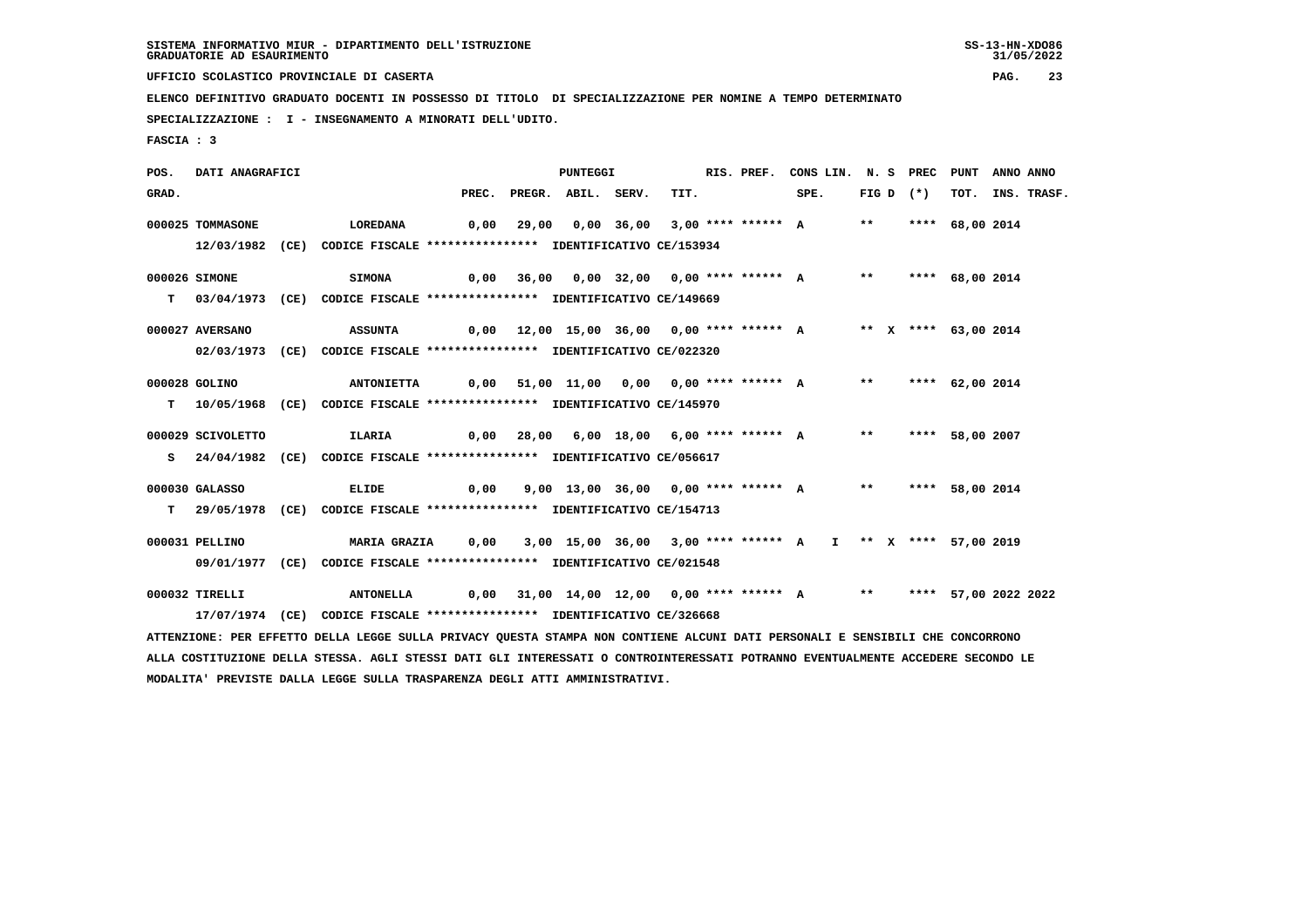SISTEMA INFORMATIVO MIUR - DIPARTIMENTO DELL'ISTRUZIONE
GRADUATORIE AD ESAURIMENTO

UFFICIO SCOLASTICO PROVINCIALE DI CASERTA

ELENCO DEFINITIVO GRADUATO DOCENTI IN POSSESSO DI TITOLO DI SPECIALIZZAZIONE PER NOMINE A TEMPO DETERMINATO

SPECIALIZZAZIONE : I - INSEGNAMENTO A MINORATI DELL'UDITO.

FASCIA : 3

| POS. GRAD. | DATI ANAGRAFICI | | PREC. | PREGR. | ABIL. | SERV. | TIT. | RIS. PREF. | CONS LIN. SPE. | N. S FIG D | PREC (*) | PUNT TOT. | ANNO INS. | ANNO TRASF. |
|---|---|---|---|---|---|---|---|---|---|---|---|---|---|---|
| 000025 | TOMMASONE | LOREDANA | 0,00 | 29,00 | 0,00 | 36,00 | 3,00 | **** ****** A | | ** | **** | 68,00 | 2014 | |
| | 12/03/1982 (CE) CODICE FISCALE **************** IDENTIFICATIVO CE/153934 | | | | | | | | | | | | | |
| 000026 | SIMONE | SIMONA | 0,00 | 36,00 | 0,00 | 32,00 | 0,00 | **** ****** A | | ** | **** | 68,00 | 2014 | |
| T | 03/04/1973 (CE) CODICE FISCALE **************** IDENTIFICATIVO CE/149669 | | | | | | | | | | | | | |
| 000027 | AVERSANO | ASSUNTA | 0,00 | 12,00 | 15,00 | 36,00 | 0,00 | **** ****** A | | ** X | **** | 63,00 | 2014 | |
| | 02/03/1973 (CE) CODICE FISCALE **************** IDENTIFICATIVO CE/022320 | | | | | | | | | | | | | |
| 000028 | GOLINO | ANTONIETTA | 0,00 | 51,00 | 11,00 | 0,00 | 0,00 | **** ****** A | | ** | **** | 62,00 | 2014 | |
| T | 10/05/1968 (CE) CODICE FISCALE **************** IDENTIFICATIVO CE/145970 | | | | | | | | | | | | | |
| 000029 | SCIVOLETTO | ILARIA | 0,00 | 28,00 | 6,00 | 18,00 | 6,00 | **** ****** A | | ** | **** | 58,00 | 2007 | |
| S | 24/04/1982 (CE) CODICE FISCALE **************** IDENTIFICATIVO CE/056617 | | | | | | | | | | | | | |
| 000030 | GALASSO | ELIDE | 0,00 | 9,00 | 13,00 | 36,00 | 0,00 | **** ****** A | | ** | **** | 58,00 | 2014 | |
| T | 29/05/1978 (CE) CODICE FISCALE **************** IDENTIFICATIVO CE/154713 | | | | | | | | | | | | | |
| 000031 | PELLINO | MARIA GRAZIA | 0,00 | 3,00 | 15,00 | 36,00 | 3,00 | **** ****** A | I | ** X | **** | 57,00 | 2019 | |
| | 09/01/1977 (CE) CODICE FISCALE **************** IDENTIFICATIVO CE/021548 | | | | | | | | | | | | | |
| 000032 | TIRELLI | ANTONELLA | 0,00 | 31,00 | 14,00 | 12,00 | 0,00 | **** ****** A | | ** | **** | 57,00 | 2022 | 2022 |
| | 17/07/1974 (CE) CODICE FISCALE **************** IDENTIFICATIVO CE/326668 | | | | | | | | | | | | | |

ATTENZIONE: PER EFFETTO DELLA LEGGE SULLA PRIVACY QUESTA STAMPA NON CONTIENE ALCUNI DATI PERSONALI E SENSIBILI CHE CONCORRONO ALLA COSTITUZIONE DELLA STESSA. AGLI STESSI DATI GLI INTERESSATI O CONTROINTERESSATI POTRANNO EVENTUALMENTE ACCEDERE SECONDO LE MODALITA' PREVISTE DALLA LEGGE SULLA TRASPARENZA DEGLI ATTI AMMINISTRATIVI.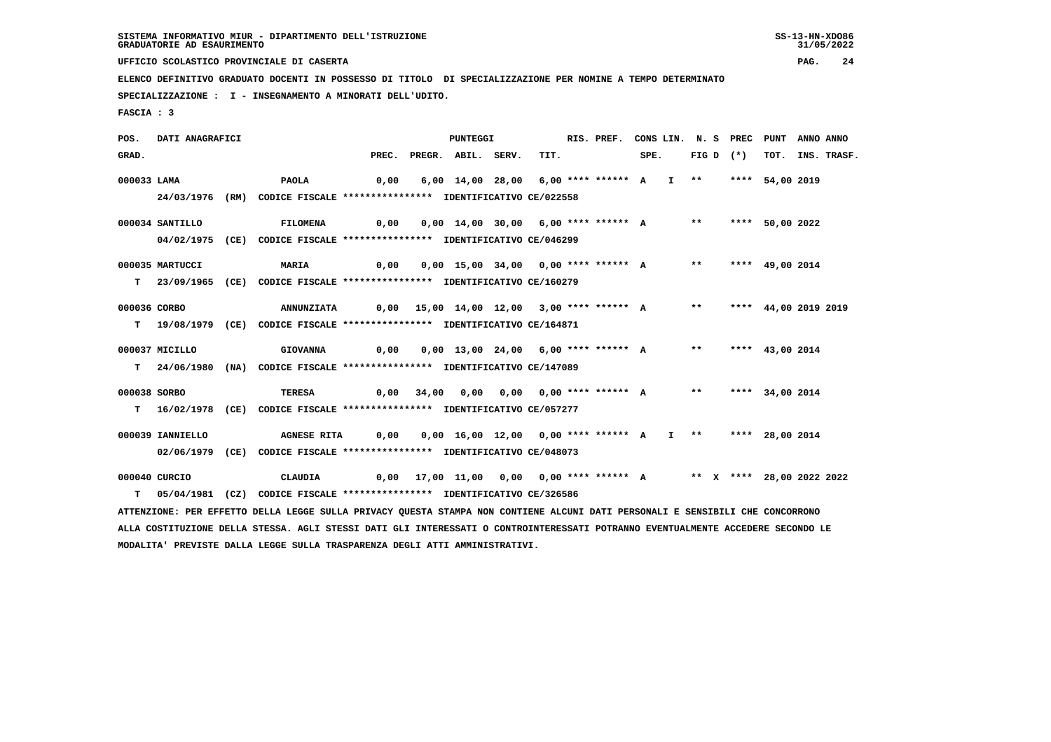SISTEMA INFORMATIVO MIUR - DIPARTIMENTO DELL'ISTRUZIONE
GRADUATORIE AD ESAURIMENTO

UFFICIO SCOLASTICO PROVINCIALE DI CASERTA

ELENCO DEFINITIVO GRADUATO DOCENTI IN POSSESSO DI TITOLO DI SPECIALIZZAZIONE PER NOMINE A TEMPO DETERMINATO

SPECIALIZZAZIONE : I - INSEGNAMENTO A MINORATI DELL'UDITO.

FASCIA : 3

| POS. GRAD. | DATI ANAGRAFICI | | PREC. | PREGR. | ABIL. | SERV. | TIT. | RIS. PREF. | CONS LIN. SPE. | | N. S FIG D | PREC (*) | PUNT TOT. | ANNO INS. | ANNO TRASF. |
|---|---|---|---|---|---|---|---|---|---|---|---|---|---|---|---|
| 000033 | LAMA | PAOLA | 0,00 | 6,00 | 14,00 | 28,00 | 6,00 | **** ****** | A | I | ** | **** | 54,00 | 2019 | |
| | 24/03/1976 (RM) CODICE FISCALE **************** IDENTIFICATIVO CE/022558 | | | | | | | | | | | | | | |
| 000034 | SANTILLO | FILOMENA | 0,00 | 0,00 | 14,00 | 30,00 | 6,00 | **** ****** | A | | ** | **** | 50,00 | 2022 | |
| | 04/02/1975 (CE) CODICE FISCALE **************** IDENTIFICATIVO CE/046299 | | | | | | | | | | | | | | |
| 000035 | MARTUCCI | MARIA | 0,00 | 0,00 | 15,00 | 34,00 | 0,00 | **** ****** | A | | ** | **** | 49,00 | 2014 | |
| T | 23/09/1965 (CE) CODICE FISCALE **************** IDENTIFICATIVO CE/160279 | | | | | | | | | | | | | | |
| 000036 | CORBO | ANNUNZIATA | 0,00 | 15,00 | 14,00 | 12,00 | 3,00 | **** ****** | A | | ** | **** | 44,00 | 2019 | 2019 |
| T | 19/08/1979 (CE) CODICE FISCALE **************** IDENTIFICATIVO CE/164871 | | | | | | | | | | | | | | |
| 000037 | MICILLO | GIOVANNA | 0,00 | 0,00 | 13,00 | 24,00 | 6,00 | **** ****** | A | | ** | **** | 43,00 | 2014 | |
| T | 24/06/1980 (NA) CODICE FISCALE **************** IDENTIFICATIVO CE/147089 | | | | | | | | | | | | | | |
| 000038 | SORBO | TERESA | 0,00 | 34,00 | 0,00 | 0,00 | 0,00 | **** ****** | A | | ** | **** | 34,00 | 2014 | |
| T | 16/02/1978 (CE) CODICE FISCALE **************** IDENTIFICATIVO CE/057277 | | | | | | | | | | | | | | |
| 000039 | IANNIELLO | AGNESE RITA | 0,00 | 0,00 | 16,00 | 12,00 | 0,00 | **** ****** | A | I | ** | **** | 28,00 | 2014 | |
| | 02/06/1979 (CE) CODICE FISCALE **************** IDENTIFICATIVO CE/048073 | | | | | | | | | | | | | | |
| 000040 | CURCIO | CLAUDIA | 0,00 | 17,00 | 11,00 | 0,00 | 0,00 | **** ****** | A | | ** X | **** | 28,00 | 2022 | 2022 |
| T | 05/04/1981 (CZ) CODICE FISCALE **************** IDENTIFICATIVO CE/326586 | | | | | | | | | | | | | | |

ATTENZIONE: PER EFFETTO DELLA LEGGE SULLA PRIVACY QUESTA STAMPA NON CONTIENE ALCUNI DATI PERSONALI E SENSIBILI CHE CONCORRONO ALLA COSTITUZIONE DELLA STESSA. AGLI STESSI DATI GLI INTERESSATI O CONTROINTERESSATI POTRANNO EVENTUALMENTE ACCEDERE SECONDO LE MODALITA' PREVISTE DALLA LEGGE SULLA TRASPARENZA DEGLI ATTI AMMINISTRATIVI.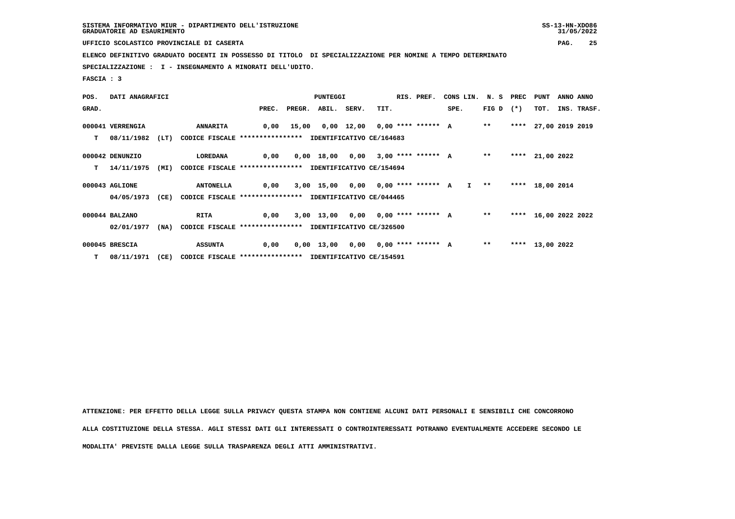SISTEMA INFORMATIVO MIUR - DIPARTIMENTO DELL'ISTRUZIONE
GRADUATORIE AD ESAURIMENTO

UFFICIO SCOLASTICO PROVINCIALE DI CASERTA

ELENCO DEFINITIVO GRADUATO DOCENTI IN POSSESSO DI TITOLO DI SPECIALIZZAZIONE PER NOMINE A TEMPO DETERMINATO

SPECIALIZZAZIONE : I - INSEGNAMENTO A MINORATI DELL'UDITO.

FASCIA : 3

| POS. GRAD. | DATI ANAGRAFICI | | PUNTEGGI PREC. | PREGR. | ABIL. | SERV. | TIT. | RIS. PREF. | CONS LIN. SPE. | N. S FIG D | PREC (*) | PUNT TOT. | ANNO INS. | ANNO TRASF. |
|---|---|---|---|---|---|---|---|---|---|---|---|---|---|---|
| 000041 | VERRENGIA | ANNARITA | 0,00 | 15,00 | 0,00 | 12,00 | 0,00 | **** ****** | A | ** | **** | 27,00 | 2019 | 2019 |
| T | 08/11/1982 (LT) | CODICE FISCALE **************** IDENTIFICATIVO CE/164683 | | | | | | | | | | | | |
| 000042 | DENUNZIO | LOREDANA | 0,00 | 0,00 | 18,00 | 0,00 | 3,00 | **** ****** | A | ** | **** | 21,00 | 2022 | |
| T | 14/11/1975 (MI) | CODICE FISCALE **************** IDENTIFICATIVO CE/154694 | | | | | | | | | | | | |
| 000043 | AGLIONE | ANTONELLA | 0,00 | 3,00 | 15,00 | 0,00 | 0,00 | **** ****** | A I | ** | **** | 18,00 | 2014 | |
| | 04/05/1973 (CE) | CODICE FISCALE **************** IDENTIFICATIVO CE/044465 | | | | | | | | | | | | |
| 000044 | BALZANO | RITA | 0,00 | 3,00 | 13,00 | 0,00 | 0,00 | **** ****** | A | ** | **** | 16,00 | 2022 | 2022 |
| | 02/01/1977 (NA) | CODICE FISCALE **************** IDENTIFICATIVO CE/326500 | | | | | | | | | | | | |
| 000045 | BRESCIA | ASSUNTA | 0,00 | 0,00 | 13,00 | 0,00 | 0,00 | **** ****** | A | ** | **** | 13,00 | 2022 | |
| T | 08/11/1971 (CE) | CODICE FISCALE **************** IDENTIFICATIVO CE/154591 | | | | | | | | | | | | |

ATTENZIONE: PER EFFETTO DELLA LEGGE SULLA PRIVACY QUESTA STAMPA NON CONTIENE ALCUNI DATI PERSONALI E SENSIBILI CHE CONCORRONO ALLA COSTITUZIONE DELLA STESSA. AGLI STESSI DATI GLI INTERESSATI O CONTROINTERESSATI POTRANNO EVENTUALMENTE ACCEDERE SECONDO LE MODALITA' PREVISTE DALLA LEGGE SULLA TRASPARENZA DEGLI ATTI AMMINISTRATIVI.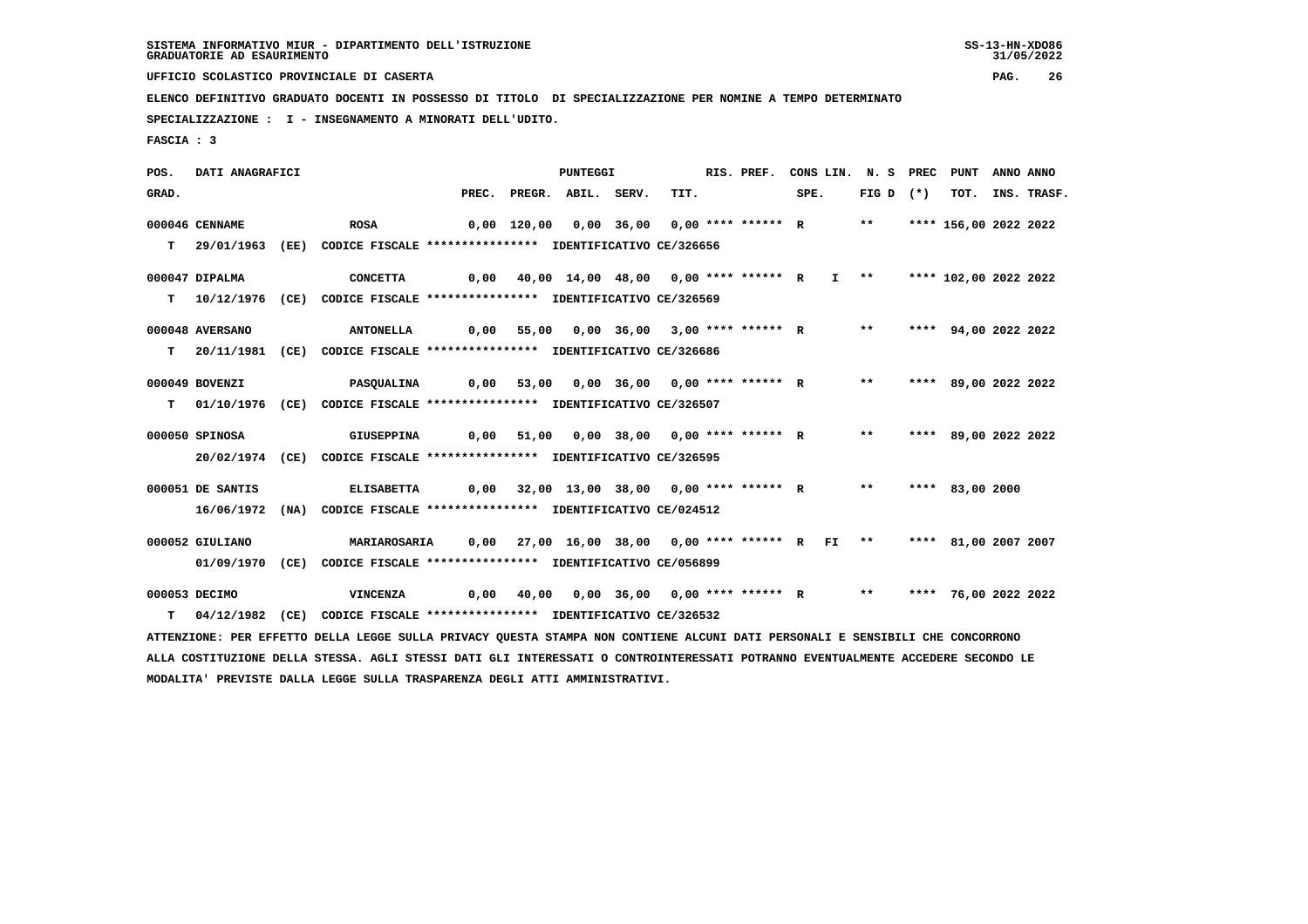SISTEMA INFORMATIVO MIUR - DIPARTIMENTO DELL'ISTRUZIONE
GRADUATORIE AD ESAURIMENTO

UFFICIO SCOLASTICO PROVINCIALE DI CASERTA

ELENCO DEFINITIVO GRADUATO DOCENTI IN POSSESSO DI TITOLO DI SPECIALIZZAZIONE PER NOMINE A TEMPO DETERMINATO

SPECIALIZZAZIONE : I - INSEGNAMENTO A MINORATI DELL'UDITO.

FASCIA : 3

| POS. GRAD. | DATI ANAGRAFICI | | PREC. | PREGR. | ABIL. | SERV. | TIT. | RIS. PREF. | SPE. | CONS LIN. | N. S FIG D | PREC (*) | PUNT TOT. | ANNO INS. | ANNO TRASF. |
|---|---|---|---|---|---|---|---|---|---|---|---|---|---|---|---|
| 000046 | CENNAME | ROSA | 0,00 | 120,00 | 0,00 | 36,00 | 0,00 | **** ****** | R | | ** | **** | 156,00 | 2022 | 2022 |
| T | 29/01/1963 (EE) | CODICE FISCALE **************** IDENTIFICATIVO CE/326656 | | | | | | | | | | | | | |
| 000047 | DIPALMA | CONCETTA | 0,00 | 40,00 | 14,00 | 48,00 | 0,00 | **** ****** | R | I | ** | **** | 102,00 | 2022 | 2022 |
| T | 10/12/1976 (CE) | CODICE FISCALE **************** IDENTIFICATIVO CE/326569 | | | | | | | | | | | | | |
| 000048 | AVERSANO | ANTONELLA | 0,00 | 55,00 | 0,00 | 36,00 | 3,00 | **** ****** | R | | ** | **** | 94,00 | 2022 | 2022 |
| T | 20/11/1981 (CE) | CODICE FISCALE **************** IDENTIFICATIVO CE/326686 | | | | | | | | | | | | | |
| 000049 | BOVENZI | PASQUALINA | 0,00 | 53,00 | 0,00 | 36,00 | 0,00 | **** ****** | R | | ** | **** | 89,00 | 2022 | 2022 |
| T | 01/10/1976 (CE) | CODICE FISCALE **************** IDENTIFICATIVO CE/326507 | | | | | | | | | | | | | |
| 000050 | SPINOSA | GIUSEPPINA | 0,00 | 51,00 | 0,00 | 38,00 | 0,00 | **** ****** | R | | ** | **** | 89,00 | 2022 | 2022 |
| | 20/02/1974 (CE) | CODICE FISCALE **************** IDENTIFICATIVO CE/326595 | | | | | | | | | | | | | |
| 000051 | DE SANTIS | ELISABETTA | 0,00 | 32,00 | 13,00 | 38,00 | 0,00 | **** ****** | R | | ** | **** | 83,00 | 2000 | |
| | 16/06/1972 (NA) | CODICE FISCALE **************** IDENTIFICATIVO CE/024512 | | | | | | | | | | | | | |
| 000052 | GIULIANO | MARIAROSARIA | 0,00 | 27,00 | 16,00 | 38,00 | 0,00 | **** ****** | R | FI | ** | **** | 81,00 | 2007 | 2007 |
| | 01/09/1970 (CE) | CODICE FISCALE **************** IDENTIFICATIVO CE/056899 | | | | | | | | | | | | | |
| 000053 | DECIMO | VINCENZA | 0,00 | 40,00 | 0,00 | 36,00 | 0,00 | **** ****** | R | | ** | **** | 76,00 | 2022 | 2022 |
| T | 04/12/1982 (CE) | CODICE FISCALE **************** IDENTIFICATIVO CE/326532 | | | | | | | | | | | | | |

ATTENZIONE: PER EFFETTO DELLA LEGGE SULLA PRIVACY QUESTA STAMPA NON CONTIENE ALCUNI DATI PERSONALI E SENSIBILI CHE CONCORRONO ALLA COSTITUZIONE DELLA STESSA. AGLI STESSI DATI GLI INTERESSATI O CONTROINTERESSATI POTRANNO EVENTUALMENTE ACCEDERE SECONDO LE MODALITA' PREVISTE DALLA LEGGE SULLA TRASPARENZA DEGLI ATTI AMMINISTRATIVI.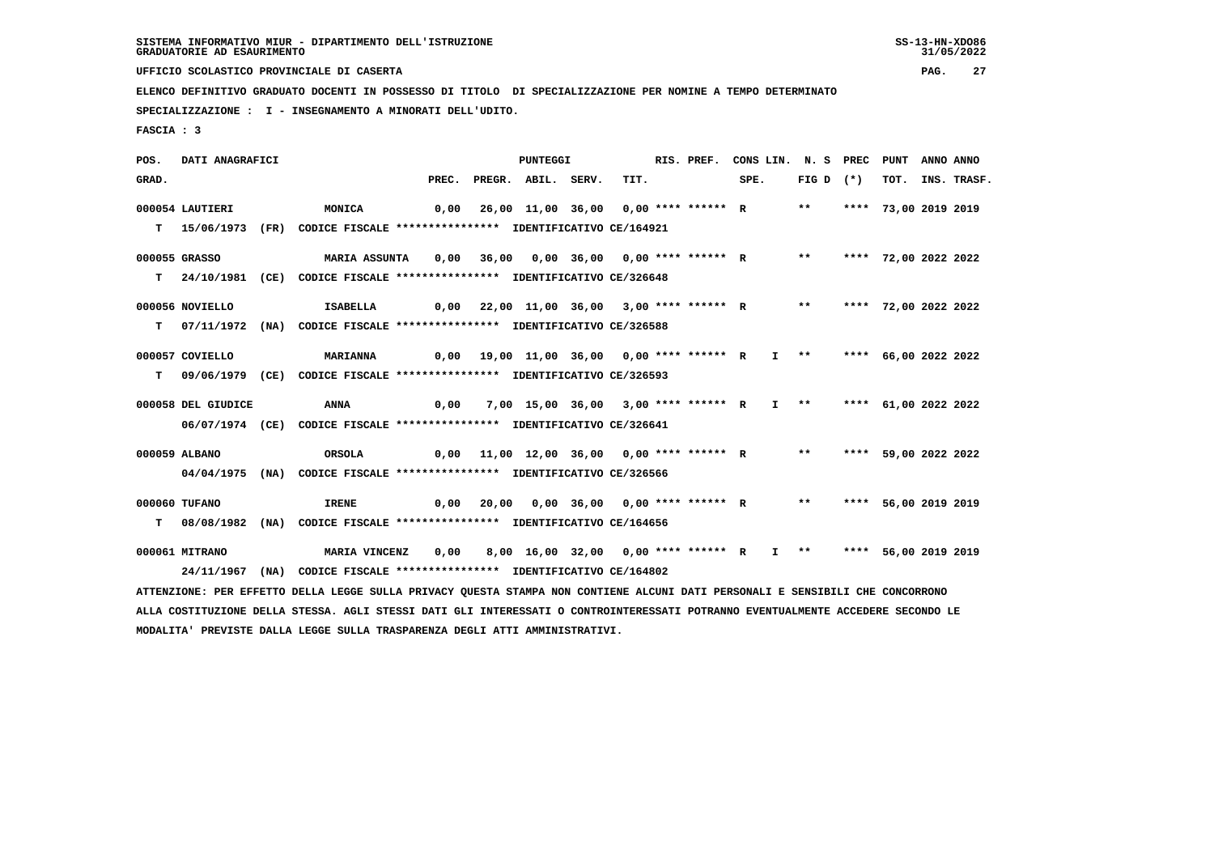SISTEMA INFORMATIVO MIUR - DIPARTIMENTO DELL'ISTRUZIONE
GRADUATORIE AD ESAURIMENTO

UFFICIO SCOLASTICO PROVINCIALE DI CASERTA

ELENCO DEFINITIVO GRADUATO DOCENTI IN POSSESSO DI TITOLO DI SPECIALIZZAZIONE PER NOMINE A TEMPO DETERMINATO

SPECIALIZZAZIONE : I - INSEGNAMENTO A MINORATI DELL'UDITO.

FASCIA : 3

| POS. GRAD. | DATI ANAGRAFICI | | PREC. | PREGR. | ABIL. | SERV. | TIT. | RIS. PREF. | CONS LIN. SPE. | N. S FIG D | PREC (*) | PUNT TOT. | ANNO INS. | ANNO TRASF. |
|---|---|---|---|---|---|---|---|---|---|---|---|---|---|---|
| 000054 | LAUTIERI | MONICA | 0,00 | 26,00 | 11,00 | 36,00 | 0,00 | **** ****** R | | ** | **** | 73,00 | 2019 | 2019 |
| T | 15/06/1973 (FR) | CODICE FISCALE **************** IDENTIFICATIVO CE/164921 | | | | | | | | | | | | |
| 000055 | GRASSO | MARIA ASSUNTA | 0,00 | 36,00 | 0,00 | 36,00 | 0,00 | **** ****** R | | ** | **** | 72,00 | 2022 | 2022 |
| T | 24/10/1981 (CE) | CODICE FISCALE **************** IDENTIFICATIVO CE/326648 | | | | | | | | | | | | |
| 000056 | NOVIELLO | ISABELLA | 0,00 | 22,00 | 11,00 | 36,00 | 3,00 | **** ****** R | | ** | **** | 72,00 | 2022 | 2022 |
| T | 07/11/1972 (NA) | CODICE FISCALE **************** IDENTIFICATIVO CE/326588 | | | | | | | | | | | | |
| 000057 | COVIELLO | MARIANNA | 0,00 | 19,00 | 11,00 | 36,00 | 0,00 | **** ****** R | I | ** | **** | 66,00 | 2022 | 2022 |
| T | 09/06/1979 (CE) | CODICE FISCALE **************** IDENTIFICATIVO CE/326593 | | | | | | | | | | | | |
| 000058 | DEL GIUDICE | ANNA | 0,00 | 7,00 | 15,00 | 36,00 | 3,00 | **** ****** R | I | ** | **** | 61,00 | 2022 | 2022 |
| | 06/07/1974 (CE) | CODICE FISCALE **************** IDENTIFICATIVO CE/326641 | | | | | | | | | | | | |
| 000059 | ALBANO | ORSOLA | 0,00 | 11,00 | 12,00 | 36,00 | 0,00 | **** ****** R | | ** | **** | 59,00 | 2022 | 2022 |
| | 04/04/1975 (NA) | CODICE FISCALE **************** IDENTIFICATIVO CE/326566 | | | | | | | | | | | | |
| 000060 | TUFANO | IRENE | 0,00 | 20,00 | 0,00 | 36,00 | 0,00 | **** ****** R | | ** | **** | 56,00 | 2019 | 2019 |
| T | 08/08/1982 (NA) | CODICE FISCALE **************** IDENTIFICATIVO CE/164656 | | | | | | | | | | | | |
| 000061 | MITRANO | MARIA VINCENZ | 0,00 | 8,00 | 16,00 | 32,00 | 0,00 | **** ****** R | I | ** | **** | 56,00 | 2019 | 2019 |
| | 24/11/1967 (NA) | CODICE FISCALE **************** IDENTIFICATIVO CE/164802 | | | | | | | | | | | | |

ATTENZIONE: PER EFFETTO DELLA LEGGE SULLA PRIVACY QUESTA STAMPA NON CONTIENE ALCUNI DATI PERSONALI E SENSIBILI CHE CONCORRONO ALLA COSTITUZIONE DELLA STESSA. AGLI STESSI DATI GLI INTERESSATI O CONTROINTERESSATI POTRANNO EVENTUALMENTE ACCEDERE SECONDO LE MODALITA' PREVISTE DALLA LEGGE SULLA TRASPARENZA DEGLI ATTI AMMINISTRATIVI.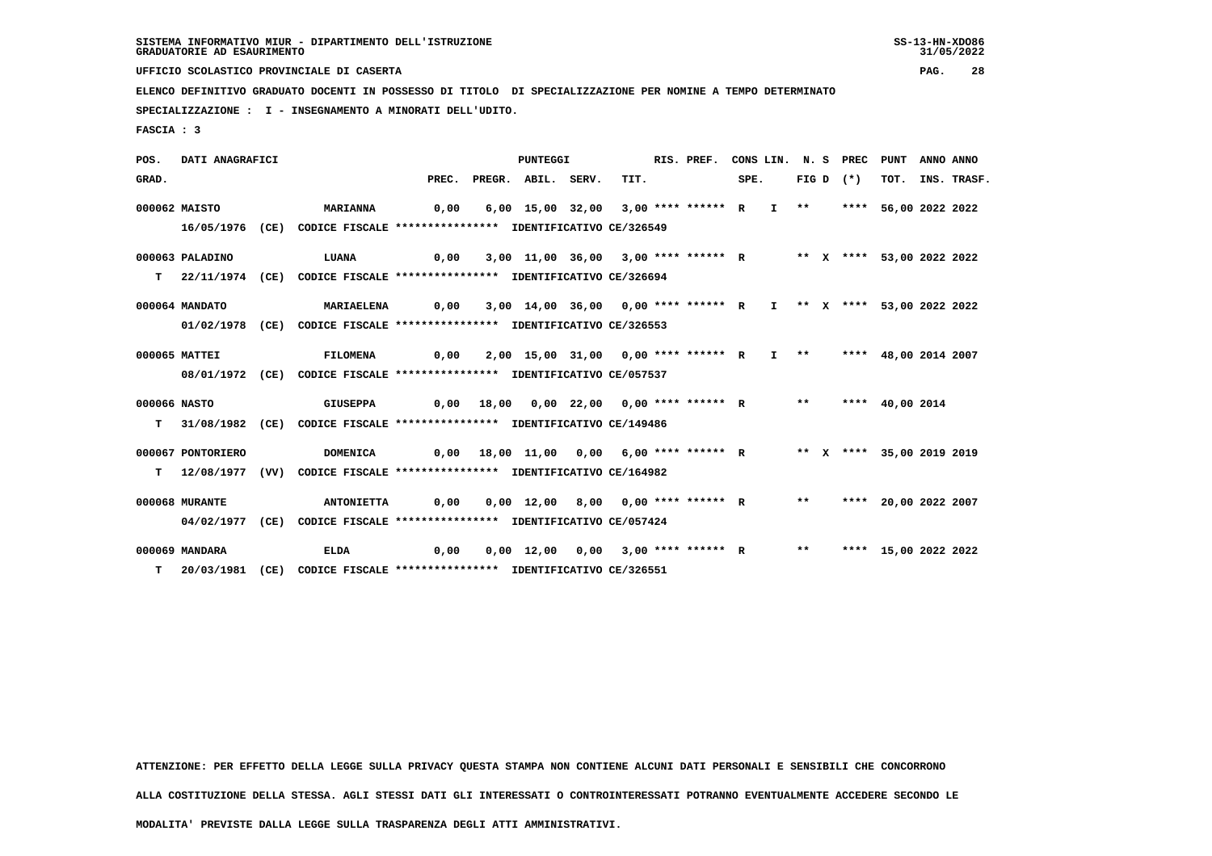SISTEMA INFORMATIVO MIUR - DIPARTIMENTO DELL'ISTRUZIONE
GRADUATORIE AD ESAURIMENTO

UFFICIO SCOLASTICO PROVINCIALE DI CASERTA

ELENCO DEFINITIVO GRADUATO DOCENTI IN POSSESSO DI TITOLO DI SPECIALIZZAZIONE PER NOMINE A TEMPO DETERMINATO

SPECIALIZZAZIONE : I - INSEGNAMENTO A MINORATI DELL'UDITO.

FASCIA : 3

| POS. GRAD. | DATI ANAGRAFICI | | PREC. | PREGR. | ABIL. | SERV. | TIT. | RIS. PREF. | CONS LIN. SPE. | N. S FIG D | PREC (*) | PUNT TOT. | ANNO INS. | ANNO TRASF. |
|---|---|---|---|---|---|---|---|---|---|---|---|---|---|---|
| 000062 | MAISTO | MARIANNA | 0,00 | 6,00 | 15,00 | 32,00 | 3,00 | **** ****** R | I | ** | **** | 56,00 | 2022 | 2022 |
| | 16/05/1976 (CE) CODICE FISCALE **************** IDENTIFICATIVO CE/326549 | | | | | | | | | | | | | |
| 000063 | PALADINO | LUANA | 0,00 | 3,00 | 11,00 | 36,00 | 3,00 | **** ****** R | | ** X | **** | 53,00 | 2022 | 2022 |
| T | 22/11/1974 (CE) CODICE FISCALE **************** IDENTIFICATIVO CE/326694 | | | | | | | | | | | | | |
| 000064 | MANDATO | MARIAELENA | 0,00 | 3,00 | 14,00 | 36,00 | 0,00 | **** ****** R | I | ** X | **** | 53,00 | 2022 | 2022 |
| | 01/02/1978 (CE) CODICE FISCALE **************** IDENTIFICATIVO CE/326553 | | | | | | | | | | | | | |
| 000065 | MATTEI | FILOMENA | 0,00 | 2,00 | 15,00 | 31,00 | 0,00 | **** ****** R | I | ** | **** | 48,00 | 2014 | 2007 |
| | 08/01/1972 (CE) CODICE FISCALE **************** IDENTIFICATIVO CE/057537 | | | | | | | | | | | | | |
| 000066 | NASTO | GIUSEPPA | 0,00 | 18,00 | 0,00 | 22,00 | 0,00 | **** ****** R | | ** | **** | 40,00 | 2014 | |
| T | 31/08/1982 (CE) CODICE FISCALE **************** IDENTIFICATIVO CE/149486 | | | | | | | | | | | | | |
| 000067 | PONTORIERO | DOMENICA | 0,00 | 18,00 | 11,00 | 0,00 | 6,00 | **** ****** R | | ** X | **** | 35,00 | 2019 | 2019 |
| T | 12/08/1977 (VV) CODICE FISCALE **************** IDENTIFICATIVO CE/164982 | | | | | | | | | | | | | |
| 000068 | MURANTE | ANTONIETTA | 0,00 | 0,00 | 12,00 | 8,00 | 0,00 | **** ****** R | | ** | **** | 20,00 | 2022 | 2007 |
| | 04/02/1977 (CE) CODICE FISCALE **************** IDENTIFICATIVO CE/057424 | | | | | | | | | | | | | |
| 000069 | MANDARA | ELDA | 0,00 | 0,00 | 12,00 | 0,00 | 3,00 | **** ****** R | | ** | **** | 15,00 | 2022 | 2022 |
| T | 20/03/1981 (CE) CODICE FISCALE **************** IDENTIFICATIVO CE/326551 | | | | | | | | | | | | | |

ATTENZIONE: PER EFFETTO DELLA LEGGE SULLA PRIVACY QUESTA STAMPA NON CONTIENE ALCUNI DATI PERSONALI E SENSIBILI CHE CONCORRONO ALLA COSTITUZIONE DELLA STESSA. AGLI STESSI DATI GLI INTERESSATI O CONTROINTERESSATI POTRANNO EVENTUALMENTE ACCEDERE SECONDO LE MODALITA' PREVISTE DALLA LEGGE SULLA TRASPARENZA DEGLI ATTI AMMINISTRATIVI.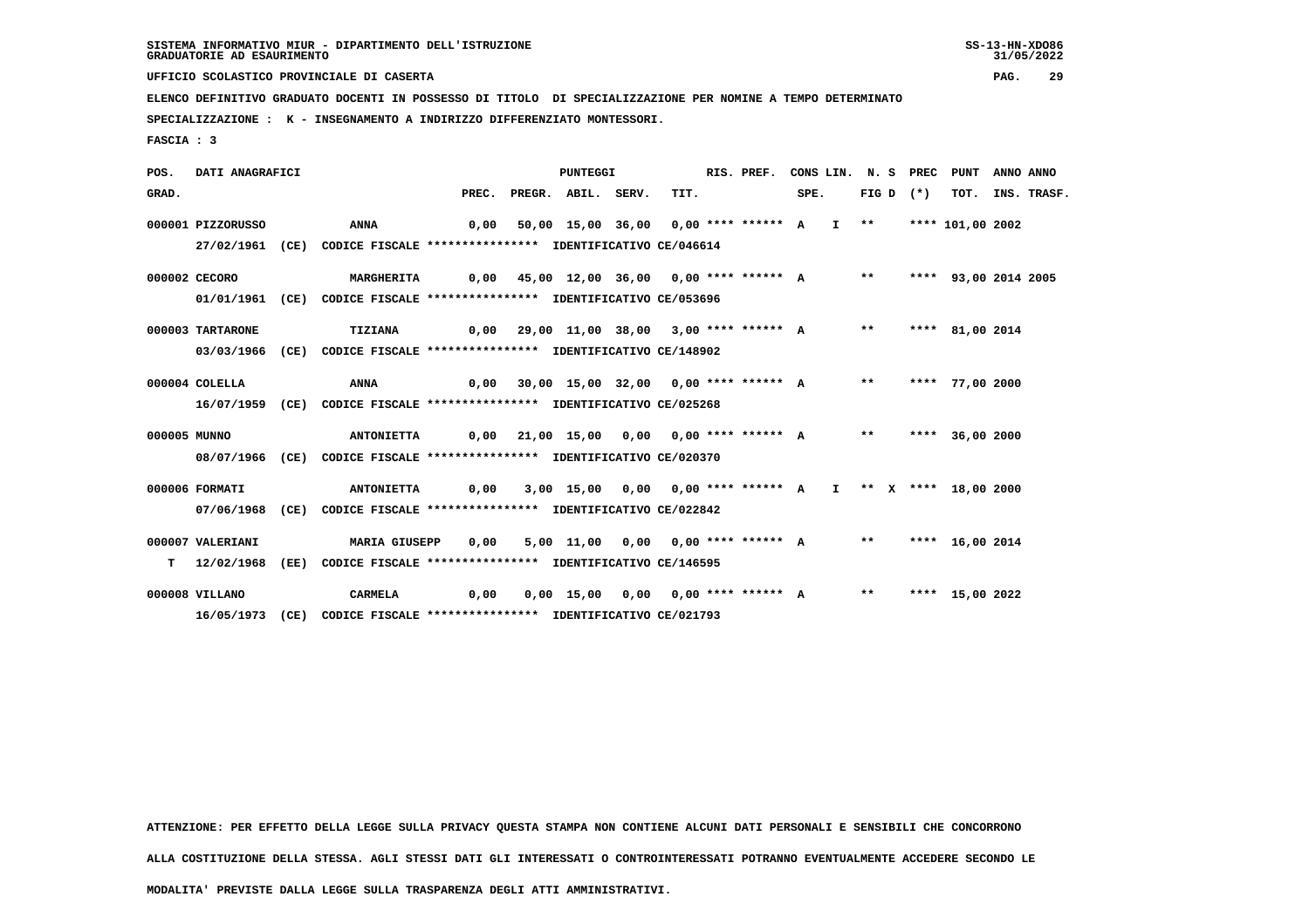SISTEMA INFORMATIVO MIUR - DIPARTIMENTO DELL'ISTRUZIONE
GRADUATORIE AD ESAURIMENTO

UFFICIO SCOLASTICO PROVINCIALE DI CASERTA

ELENCO DEFINITIVO GRADUATO DOCENTI IN POSSESSO DI TITOLO DI SPECIALIZZAZIONE PER NOMINE A TEMPO DETERMINATO

SPECIALIZZAZIONE : K - INSEGNAMENTO A INDIRIZZO DIFFERENZIATO MONTESSORI.

FASCIA : 3

| POS. GRAD. | DATI ANAGRAFICI | | PREC. | PREGR. | ABIL. | SERV. | TIT. | RIS. PREF. | CONS LIN. SPE. | N. S FIG D | PREC (*) | PUNT TOT. | ANNO INS. | ANNO TRASF. |
|---|---|---|---|---|---|---|---|---|---|---|---|---|---|---|
| 000001 | PIZZORUSSO | ANNA | 0,00 | 50,00 | 15,00 | 36,00 | 0,00 | **** ****** | A I | ** | **** | 101,00 | 2002 | |
| | 27/02/1961 (CE) | CODICE FISCALE **************** IDENTIFICATIVO CE/046614 | | | | | | | | | | | | |
| 000002 | CECORO | MARGHERITA | 0,00 | 45,00 | 12,00 | 36,00 | 0,00 | **** ****** | A | ** | **** | 93,00 | 2014 | 2005 |
| | 01/01/1961 (CE) | CODICE FISCALE **************** IDENTIFICATIVO CE/053696 | | | | | | | | | | | | |
| 000003 | TARTARONE | TIZIANA | 0,00 | 29,00 | 11,00 | 38,00 | 3,00 | **** ****** | A | ** | **** | 81,00 | 2014 | |
| | 03/03/1966 (CE) | CODICE FISCALE **************** IDENTIFICATIVO CE/148902 | | | | | | | | | | | | |
| 000004 | COLELLA | ANNA | 0,00 | 30,00 | 15,00 | 32,00 | 0,00 | **** ****** | A | ** | **** | 77,00 | 2000 | |
| | 16/07/1959 (CE) | CODICE FISCALE **************** IDENTIFICATIVO CE/025268 | | | | | | | | | | | | |
| 000005 | MUNNO | ANTONIETTA | 0,00 | 21,00 | 15,00 | 0,00 | 0,00 | **** ****** | A | ** | **** | 36,00 | 2000 | |
| | 08/07/1966 (CE) | CODICE FISCALE **************** IDENTIFICATIVO CE/020370 | | | | | | | | | | | | |
| 000006 | FORMATI | ANTONIETTA | 0,00 | 3,00 | 15,00 | 0,00 | 0,00 | **** ****** | A I | ** X | **** | 18,00 | 2000 | |
| | 07/06/1968 (CE) | CODICE FISCALE **************** IDENTIFICATIVO CE/022842 | | | | | | | | | | | | |
| 000007 | VALERIANI | MARIA GIUSEPP | 0,00 | 5,00 | 11,00 | 0,00 | 0,00 | **** ****** | A | ** | **** | 16,00 | 2014 | |
| T | 12/02/1968 (EE) | CODICE FISCALE **************** IDENTIFICATIVO CE/146595 | | | | | | | | | | | | |
| 000008 | VILLANO | CARMELA | 0,00 | 0,00 | 15,00 | 0,00 | 0,00 | **** ****** | A | ** | **** | 15,00 | 2022 | |
| | 16/05/1973 (CE) | CODICE FISCALE **************** IDENTIFICATIVO CE/021793 | | | | | | | | | | | | |

ATTENZIONE: PER EFFETTO DELLA LEGGE SULLA PRIVACY QUESTA STAMPA NON CONTIENE ALCUNI DATI PERSONALI E SENSIBILI CHE CONCORRONO ALLA COSTITUZIONE DELLA STESSA. AGLI STESSI DATI GLI INTERESSATI O CONTROINTERESSATI POTRANNO EVENTUALMENTE ACCEDERE SECONDO LE MODALITA' PREVISTE DALLA LEGGE SULLA TRASPARENZA DEGLI ATTI AMMINISTRATIVI.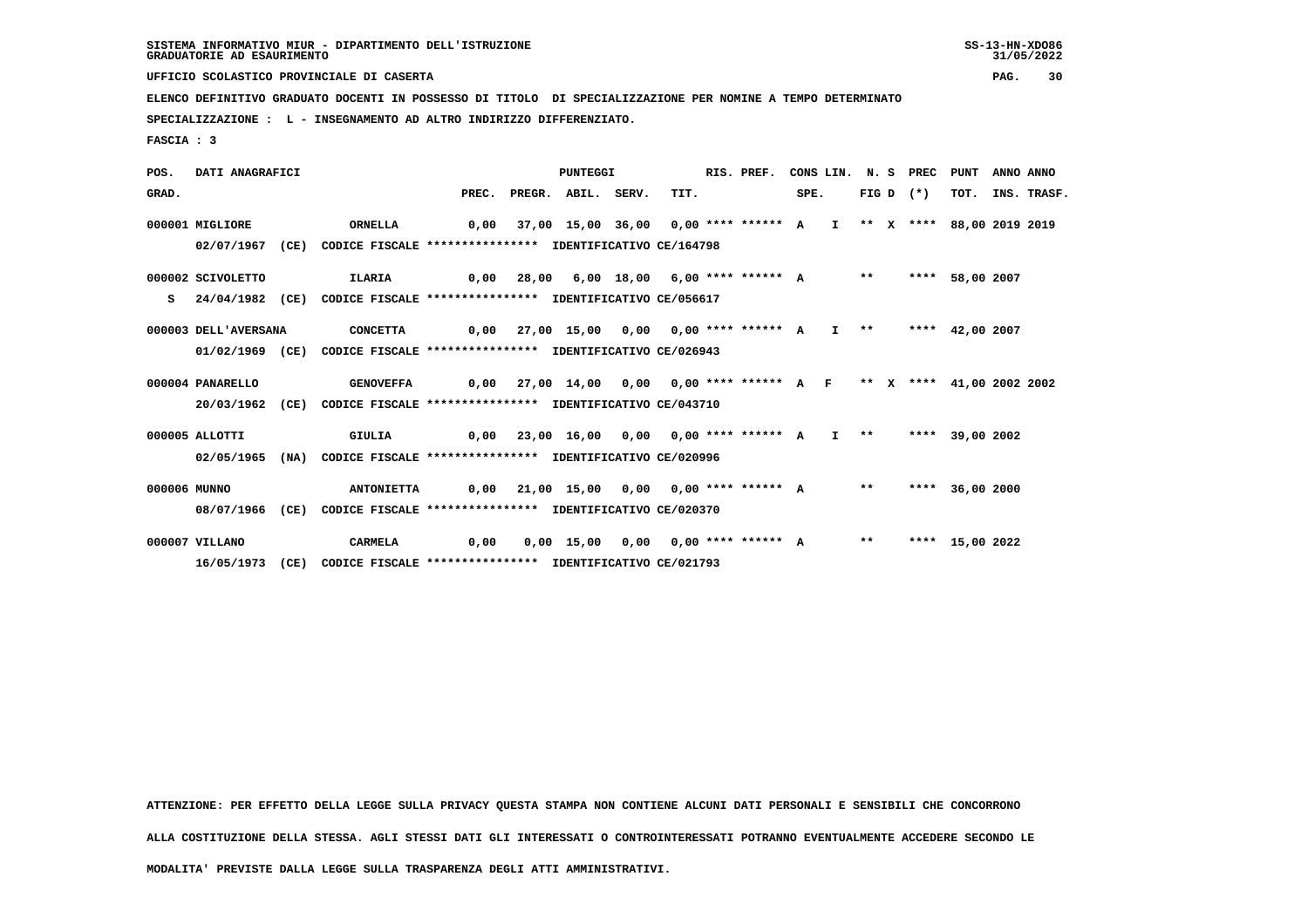SISTEMA INFORMATIVO MIUR - DIPARTIMENTO DELL'ISTRUZIONE
GRADUATORIE AD ESAURIMENTO

UFFICIO SCOLASTICO PROVINCIALE DI CASERTA

ELENCO DEFINITIVO GRADUATO DOCENTI IN POSSESSO DI TITOLO DI SPECIALIZZAZIONE PER NOMINE A TEMPO DETERMINATO

SPECIALIZZAZIONE : L - INSEGNAMENTO AD ALTRO INDIRIZZO DIFFERENZIATO.

FASCIA : 3

| POS. GRAD. | DATI ANAGRAFICI | | PREC. | PREGR. | ABIL. | SERV. | TIT. | RIS. PREF. | CONS LIN. SPE. | N. S FIG D | PREC (*) | PUNT TOT. | ANNO INS. | ANNO TRASF. |
|---|---|---|---|---|---|---|---|---|---|---|---|---|---|---|
| 000001 | MIGLIORE 02/07/1967 (CE) CODICE FISCALE **************** IDENTIFICATIVO CE/164798 | ORNELLA | 0,00 | 37,00 | 15,00 | 36,00 | 0,00 | **** ****** | A I | ** X | **** | 88,00 | 2019 | 2019 |
| 000002 S | SCIVOLETTO 24/04/1982 (CE) CODICE FISCALE **************** IDENTIFICATIVO CE/056617 | ILARIA | 0,00 | 28,00 | 6,00 | 18,00 | 6,00 | **** ****** | A | ** | **** | 58,00 | 2007 | |
| 000003 | DELL'AVERSANA 01/02/1969 (CE) CODICE FISCALE **************** IDENTIFICATIVO CE/026943 | CONCETTA | 0,00 | 27,00 | 15,00 | 0,00 | 0,00 | **** ****** | A I | ** | **** | 42,00 | 2007 | |
| 000004 | PANARELLO 20/03/1962 (CE) CODICE FISCALE **************** IDENTIFICATIVO CE/043710 | GENOVEFFA | 0,00 | 27,00 | 14,00 | 0,00 | 0,00 | **** ****** | A F | ** X | **** | 41,00 | 2002 | 2002 |
| 000005 | ALLOTTI 02/05/1965 (NA) CODICE FISCALE **************** IDENTIFICATIVO CE/020996 | GIULIA | 0,00 | 23,00 | 16,00 | 0,00 | 0,00 | **** ****** | A I | ** | **** | 39,00 | 2002 | |
| 000006 | MUNNO 08/07/1966 (CE) CODICE FISCALE **************** IDENTIFICATIVO CE/020370 | ANTONIETTA | 0,00 | 21,00 | 15,00 | 0,00 | 0,00 | **** ****** | A | ** | **** | 36,00 | 2000 | |
| 000007 | VILLANO 16/05/1973 (CE) CODICE FISCALE **************** IDENTIFICATIVO CE/021793 | CARMELA | 0,00 | 0,00 | 15,00 | 0,00 | 0,00 | **** ****** | A | ** | **** | 15,00 | 2022 | |

ATTENZIONE: PER EFFETTO DELLA LEGGE SULLA PRIVACY QUESTA STAMPA NON CONTIENE ALCUNI DATI PERSONALI E SENSIBILI CHE CONCORRONO ALLA COSTITUZIONE DELLA STESSA. AGLI STESSI DATI GLI INTERESSATI O CONTROINTERESSATI POTRANNO EVENTUALMENTE ACCEDERE SECONDO LE MODALITA' PREVISTE DALLA LEGGE SULLA TRASPARENZA DEGLI ATTI AMMINISTRATIVI.